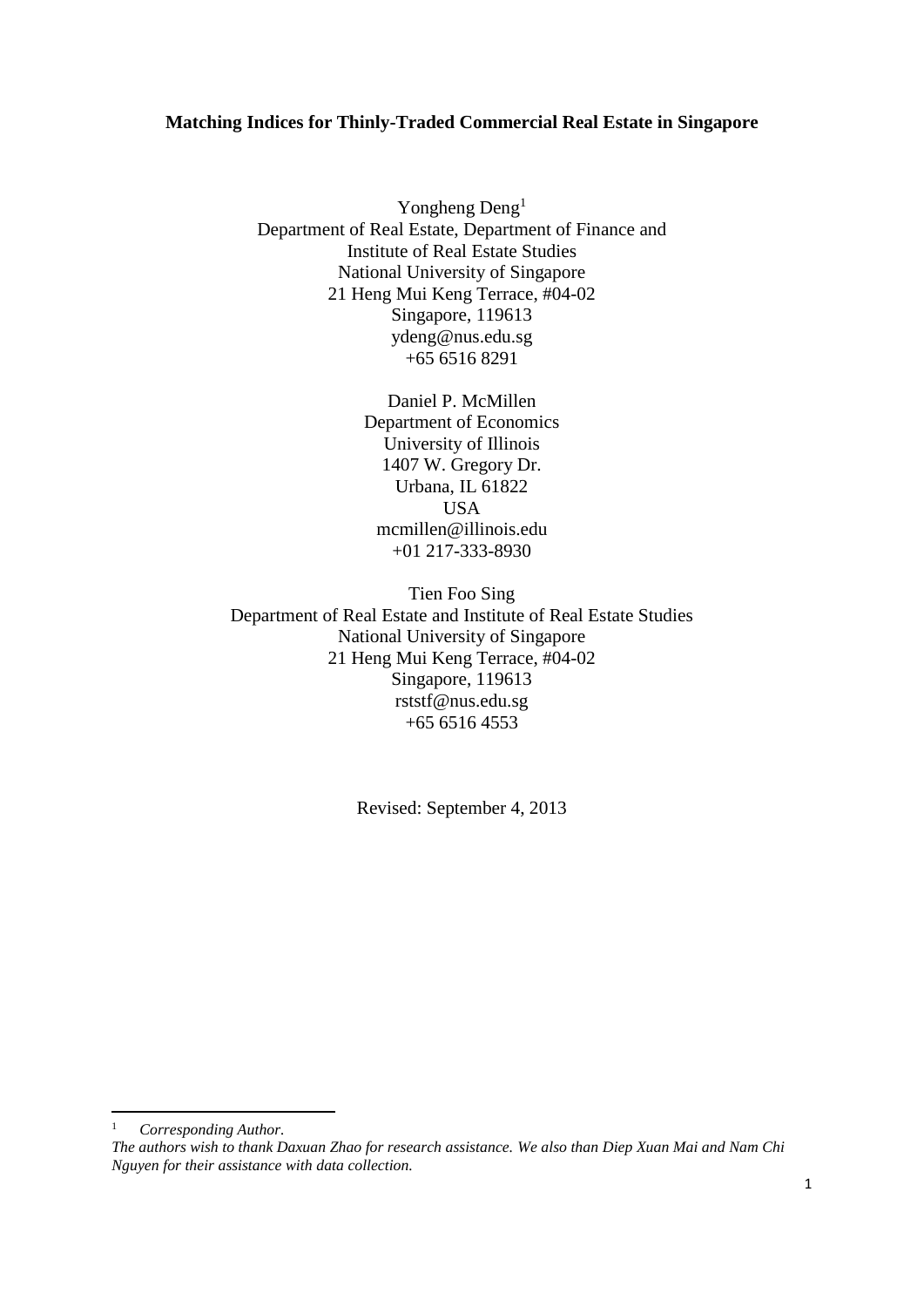**Matching Indices for Thinly-Traded Commercial Real Estate in Singapore**

Yongheng Deng[1]
Department of Real Estate, Department of Finance and
Institute of Real Estate Studies
National University of Singapore
21 Heng Mui Keng Terrace, #04-02
Singapore, 119613
ydeng@nus.edu.sg
+65 6516 8291

Daniel P. McMillen
Department of Economics
University of Illinois
1407 W. Gregory Dr.
Urbana, IL 61822
USA
mcmillen@illinois.edu
+01 217-333-8930

Tien Foo Sing
Department of Real Estate and Institute of Real Estate Studies
National University of Singapore
21 Heng Mui Keng Terrace, #04-02
Singapore, 119613
rststf@nus.edu.sg
+65 6516 4553

Revised: September 4, 2013

---

[1] *Corresponding Author.*

*The authors wish to thank Daxuan Zhao for research assistance. We also than Diep Xuan Mai and Nam Chi Nguyen for their assistance with data collection.*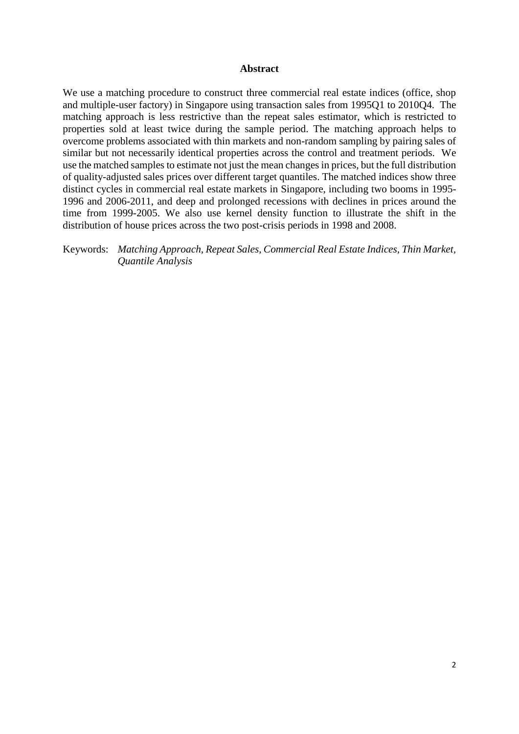## Abstract

We use a matching procedure to construct three commercial real estate indices (office, shop and multiple-user factory) in Singapore using transaction sales from 1995Q1 to 2010Q4. The matching approach is less restrictive than the repeat sales estimator, which is restricted to properties sold at least twice during the sample period. The matching approach helps to overcome problems associated with thin markets and non-random sampling by pairing sales of similar but not necessarily identical properties across the control and treatment periods. We use the matched samples to estimate not just the mean changes in prices, but the full distribution of quality-adjusted sales prices over different target quantiles. The matched indices show three distinct cycles in commercial real estate markets in Singapore, including two booms in 1995-1996 and 2006-2011, and deep and prolonged recessions with declines in prices around the time from 1999-2005. We also use kernel density function to illustrate the shift in the distribution of house prices across the two post-crisis periods in 1998 and 2008.

Keywords: *Matching Approach, Repeat Sales, Commercial Real Estate Indices, Thin Market, Quantile Analysis*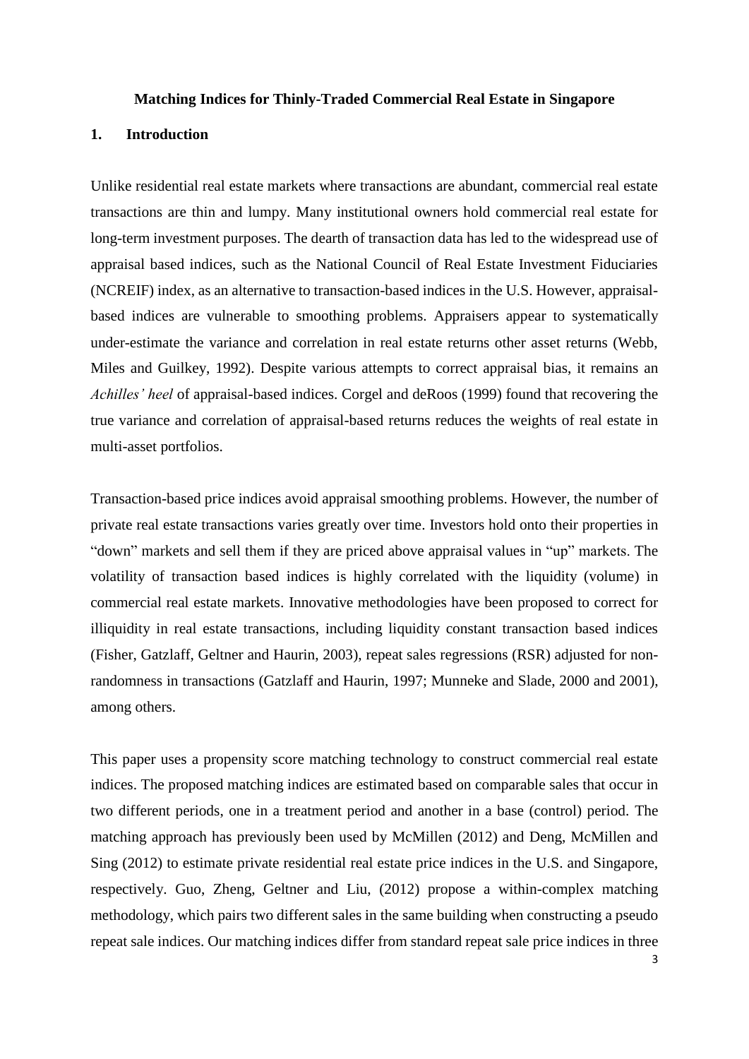**Matching Indices for Thinly-Traded Commercial Real Estate in Singapore**

## 1. Introduction

Unlike residential real estate markets where transactions are abundant, commercial real estate transactions are thin and lumpy. Many institutional owners hold commercial real estate for long-term investment purposes. The dearth of transaction data has led to the widespread use of appraisal based indices, such as the National Council of Real Estate Investment Fiduciaries (NCREIF) index, as an alternative to transaction-based indices in the U.S. However, appraisal-based indices are vulnerable to smoothing problems. Appraisers appear to systematically under-estimate the variance and correlation in real estate returns other asset returns (Webb, Miles and Guilkey, 1992). Despite various attempts to correct appraisal bias, it remains an *Achilles' heel* of appraisal-based indices. Corgel and deRoos (1999) found that recovering the true variance and correlation of appraisal-based returns reduces the weights of real estate in multi-asset portfolios.

Transaction-based price indices avoid appraisal smoothing problems. However, the number of private real estate transactions varies greatly over time. Investors hold onto their properties in "down" markets and sell them if they are priced above appraisal values in "up" markets. The volatility of transaction based indices is highly correlated with the liquidity (volume) in commercial real estate markets. Innovative methodologies have been proposed to correct for illiquidity in real estate transactions, including liquidity constant transaction based indices (Fisher, Gatzlaff, Geltner and Haurin, 2003), repeat sales regressions (RSR) adjusted for non-randomness in transactions (Gatzlaff and Haurin, 1997; Munneke and Slade, 2000 and 2001), among others.

This paper uses a propensity score matching technology to construct commercial real estate indices. The proposed matching indices are estimated based on comparable sales that occur in two different periods, one in a treatment period and another in a base (control) period. The matching approach has previously been used by McMillen (2012) and Deng, McMillen and Sing (2012) to estimate private residential real estate price indices in the U.S. and Singapore, respectively. Guo, Zheng, Geltner and Liu, (2012) propose a within-complex matching methodology, which pairs two different sales in the same building when constructing a pseudo repeat sale indices. Our matching indices differ from standard repeat sale price indices in three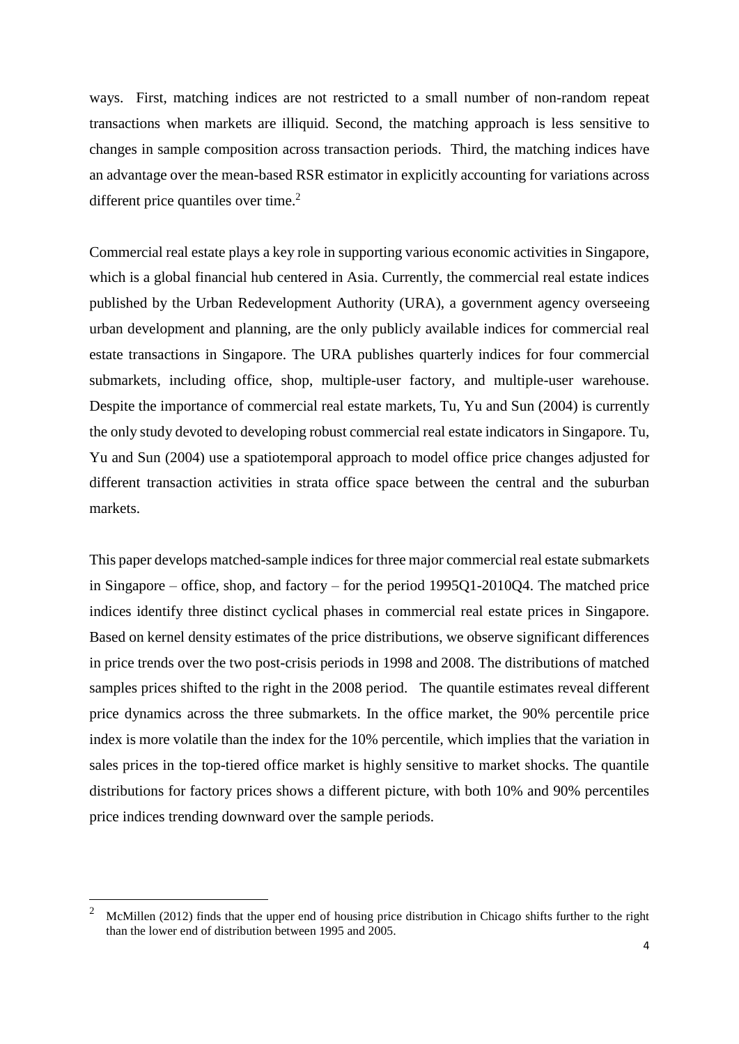ways. First, matching indices are not restricted to a small number of non-random repeat transactions when markets are illiquid. Second, the matching approach is less sensitive to changes in sample composition across transaction periods. Third, the matching indices have an advantage over the mean-based RSR estimator in explicitly accounting for variations across different price quantiles over time.[2]

Commercial real estate plays a key role in supporting various economic activities in Singapore, which is a global financial hub centered in Asia. Currently, the commercial real estate indices published by the Urban Redevelopment Authority (URA), a government agency overseeing urban development and planning, are the only publicly available indices for commercial real estate transactions in Singapore. The URA publishes quarterly indices for four commercial submarkets, including office, shop, multiple-user factory, and multiple-user warehouse. Despite the importance of commercial real estate markets, Tu, Yu and Sun (2004) is currently the only study devoted to developing robust commercial real estate indicators in Singapore. Tu, Yu and Sun (2004) use a spatiotemporal approach to model office price changes adjusted for different transaction activities in strata office space between the central and the suburban markets.

This paper develops matched-sample indices for three major commercial real estate submarkets in Singapore – office, shop, and factory – for the period 1995Q1-2010Q4. The matched price indices identify three distinct cyclical phases in commercial real estate prices in Singapore. Based on kernel density estimates of the price distributions, we observe significant differences in price trends over the two post-crisis periods in 1998 and 2008. The distributions of matched samples prices shifted to the right in the 2008 period. The quantile estimates reveal different price dynamics across the three submarkets. In the office market, the 90% percentile price index is more volatile than the index for the 10% percentile, which implies that the variation in sales prices in the top-tiered office market is highly sensitive to market shocks. The quantile distributions for factory prices shows a different picture, with both 10% and 90% percentiles price indices trending downward over the sample periods.

---

[2] McMillen (2012) finds that the upper end of housing price distribution in Chicago shifts further to the right than the lower end of distribution between 1995 and 2005.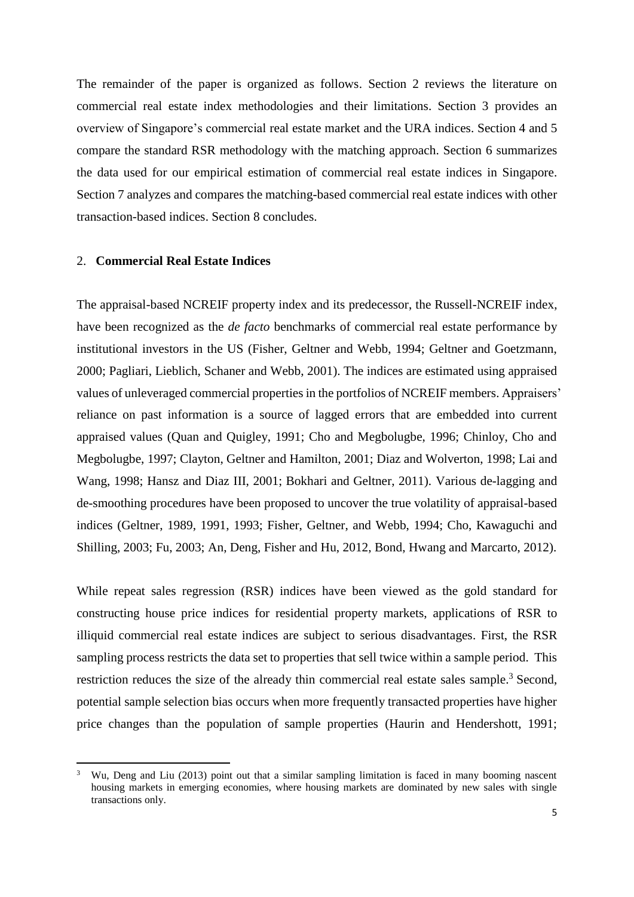The remainder of the paper is organized as follows. Section 2 reviews the literature on commercial real estate index methodologies and their limitations. Section 3 provides an overview of Singapore's commercial real estate market and the URA indices. Section 4 and 5 compare the standard RSR methodology with the matching approach. Section 6 summarizes the data used for our empirical estimation of commercial real estate indices in Singapore. Section 7 analyzes and compares the matching-based commercial real estate indices with other transaction-based indices. Section 8 concludes.

## 2. **Commercial Real Estate Indices**

The appraisal-based NCREIF property index and its predecessor, the Russell-NCREIF index, have been recognized as the *de facto* benchmarks of commercial real estate performance by institutional investors in the US (Fisher, Geltner and Webb, 1994; Geltner and Goetzmann, 2000; Pagliari, Lieblich, Schaner and Webb, 2001). The indices are estimated using appraised values of unleveraged commercial properties in the portfolios of NCREIF members. Appraisers' reliance on past information is a source of lagged errors that are embedded into current appraised values (Quan and Quigley, 1991; Cho and Megbolugbe, 1996; Chinloy, Cho and Megbolugbe, 1997; Clayton, Geltner and Hamilton, 2001; Diaz and Wolverton, 1998; Lai and Wang, 1998; Hansz and Diaz III, 2001; Bokhari and Geltner, 2011). Various de-lagging and de-smoothing procedures have been proposed to uncover the true volatility of appraisal-based indices (Geltner, 1989, 1991, 1993; Fisher, Geltner, and Webb, 1994; Cho, Kawaguchi and Shilling, 2003; Fu, 2003; An, Deng, Fisher and Hu, 2012, Bond, Hwang and Marcarto, 2012).

While repeat sales regression (RSR) indices have been viewed as the gold standard for constructing house price indices for residential property markets, applications of RSR to illiquid commercial real estate indices are subject to serious disadvantages. First, the RSR sampling process restricts the data set to properties that sell twice within a sample period. This restriction reduces the size of the already thin commercial real estate sales sample.[3] Second, potential sample selection bias occurs when more frequently transacted properties have higher price changes than the population of sample properties (Haurin and Hendershott, 1991;

[3] Wu, Deng and Liu (2013) point out that a similar sampling limitation is faced in many booming nascent housing markets in emerging economies, where housing markets are dominated by new sales with single transactions only.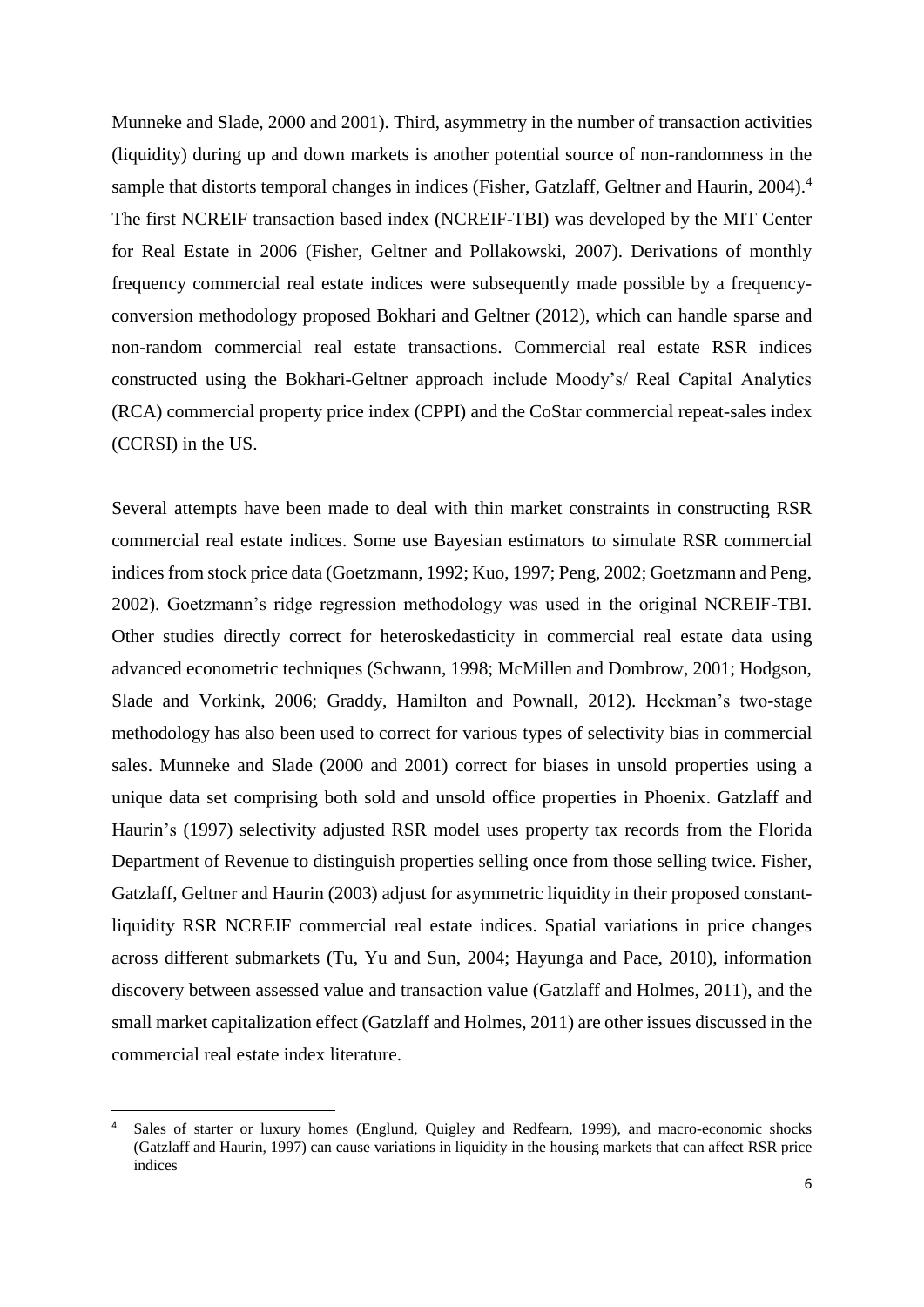Munneke and Slade, 2000 and 2001). Third, asymmetry in the number of transaction activities (liquidity) during up and down markets is another potential source of non-randomness in the sample that distorts temporal changes in indices (Fisher, Gatzlaff, Geltner and Haurin, 2004).[4] The first NCREIF transaction based index (NCREIF-TBI) was developed by the MIT Center for Real Estate in 2006 (Fisher, Geltner and Pollakowski, 2007). Derivations of monthly frequency commercial real estate indices were subsequently made possible by a frequency-conversion methodology proposed Bokhari and Geltner (2012), which can handle sparse and non-random commercial real estate transactions. Commercial real estate RSR indices constructed using the Bokhari-Geltner approach include Moody's/ Real Capital Analytics (RCA) commercial property price index (CPPI) and the CoStar commercial repeat-sales index (CCRSI) in the US.

Several attempts have been made to deal with thin market constraints in constructing RSR commercial real estate indices. Some use Bayesian estimators to simulate RSR commercial indices from stock price data (Goetzmann, 1992; Kuo, 1997; Peng, 2002; Goetzmann and Peng, 2002). Goetzmann's ridge regression methodology was used in the original NCREIF-TBI. Other studies directly correct for heteroskedasticity in commercial real estate data using advanced econometric techniques (Schwann, 1998; McMillen and Dombrow, 2001; Hodgson, Slade and Vorkink, 2006; Graddy, Hamilton and Pownall, 2012). Heckman's two-stage methodology has also been used to correct for various types of selectivity bias in commercial sales. Munneke and Slade (2000 and 2001) correct for biases in unsold properties using a unique data set comprising both sold and unsold office properties in Phoenix. Gatzlaff and Haurin's (1997) selectivity adjusted RSR model uses property tax records from the Florida Department of Revenue to distinguish properties selling once from those selling twice. Fisher, Gatzlaff, Geltner and Haurin (2003) adjust for asymmetric liquidity in their proposed constant-liquidity RSR NCREIF commercial real estate indices. Spatial variations in price changes across different submarkets (Tu, Yu and Sun, 2004; Hayunga and Pace, 2010), information discovery between assessed value and transaction value (Gatzlaff and Holmes, 2011), and the small market capitalization effect (Gatzlaff and Holmes, 2011) are other issues discussed in the commercial real estate index literature.

[4] Sales of starter or luxury homes (Englund, Quigley and Redfearn, 1999), and macro-economic shocks (Gatzlaff and Haurin, 1997) can cause variations in liquidity in the housing markets that can affect RSR price indices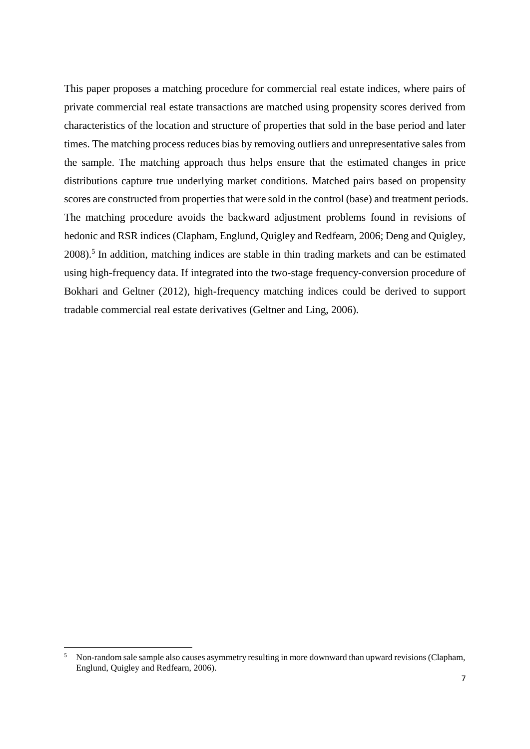This paper proposes a matching procedure for commercial real estate indices, where pairs of private commercial real estate transactions are matched using propensity scores derived from characteristics of the location and structure of properties that sold in the base period and later times. The matching process reduces bias by removing outliers and unrepresentative sales from the sample. The matching approach thus helps ensure that the estimated changes in price distributions capture true underlying market conditions. Matched pairs based on propensity scores are constructed from properties that were sold in the control (base) and treatment periods. The matching procedure avoids the backward adjustment problems found in revisions of hedonic and RSR indices (Clapham, Englund, Quigley and Redfearn, 2006; Deng and Quigley, 2008).[5] In addition, matching indices are stable in thin trading markets and can be estimated using high-frequency data. If integrated into the two-stage frequency-conversion procedure of Bokhari and Geltner (2012), high-frequency matching indices could be derived to support tradable commercial real estate derivatives (Geltner and Ling, 2006).

---

[5] Non-random sale sample also causes asymmetry resulting in more downward than upward revisions (Clapham, Englund, Quigley and Redfearn, 2006).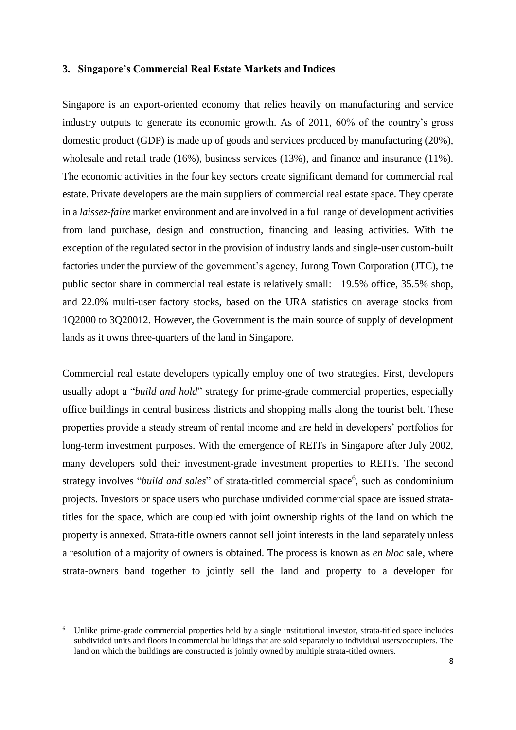### 3. Singapore's Commercial Real Estate Markets and Indices

Singapore is an export-oriented economy that relies heavily on manufacturing and service industry outputs to generate its economic growth. As of 2011, 60% of the country's gross domestic product (GDP) is made up of goods and services produced by manufacturing (20%), wholesale and retail trade (16%), business services (13%), and finance and insurance (11%). The economic activities in the four key sectors create significant demand for commercial real estate. Private developers are the main suppliers of commercial real estate space. They operate in a *laissez-faire* market environment and are involved in a full range of development activities from land purchase, design and construction, financing and leasing activities. With the exception of the regulated sector in the provision of industry lands and single-user custom-built factories under the purview of the government's agency, Jurong Town Corporation (JTC), the public sector share in commercial real estate is relatively small: 19.5% office, 35.5% shop, and 22.0% multi-user factory stocks, based on the URA statistics on average stocks from 1Q2000 to 3Q20012. However, the Government is the main source of supply of development lands as it owns three-quarters of the land in Singapore.

Commercial real estate developers typically employ one of two strategies. First, developers usually adopt a "*build and hold*" strategy for prime-grade commercial properties, especially office buildings in central business districts and shopping malls along the tourist belt. These properties provide a steady stream of rental income and are held in developers' portfolios for long-term investment purposes. With the emergence of REITs in Singapore after July 2002, many developers sold their investment-grade investment properties to REITs. The second strategy involves "*build and sales*" of strata-titled commercial space[6], such as condominium projects. Investors or space users who purchase undivided commercial space are issued strata-titles for the space, which are coupled with joint ownership rights of the land on which the property is annexed. Strata-title owners cannot sell joint interests in the land separately unless a resolution of a majority of owners is obtained. The process is known as *en bloc* sale, where strata-owners band together to jointly sell the land and property to a developer for

[6] Unlike prime-grade commercial properties held by a single institutional investor, strata-titled space includes subdivided units and floors in commercial buildings that are sold separately to individual users/occupiers. The land on which the buildings are constructed is jointly owned by multiple strata-titled owners.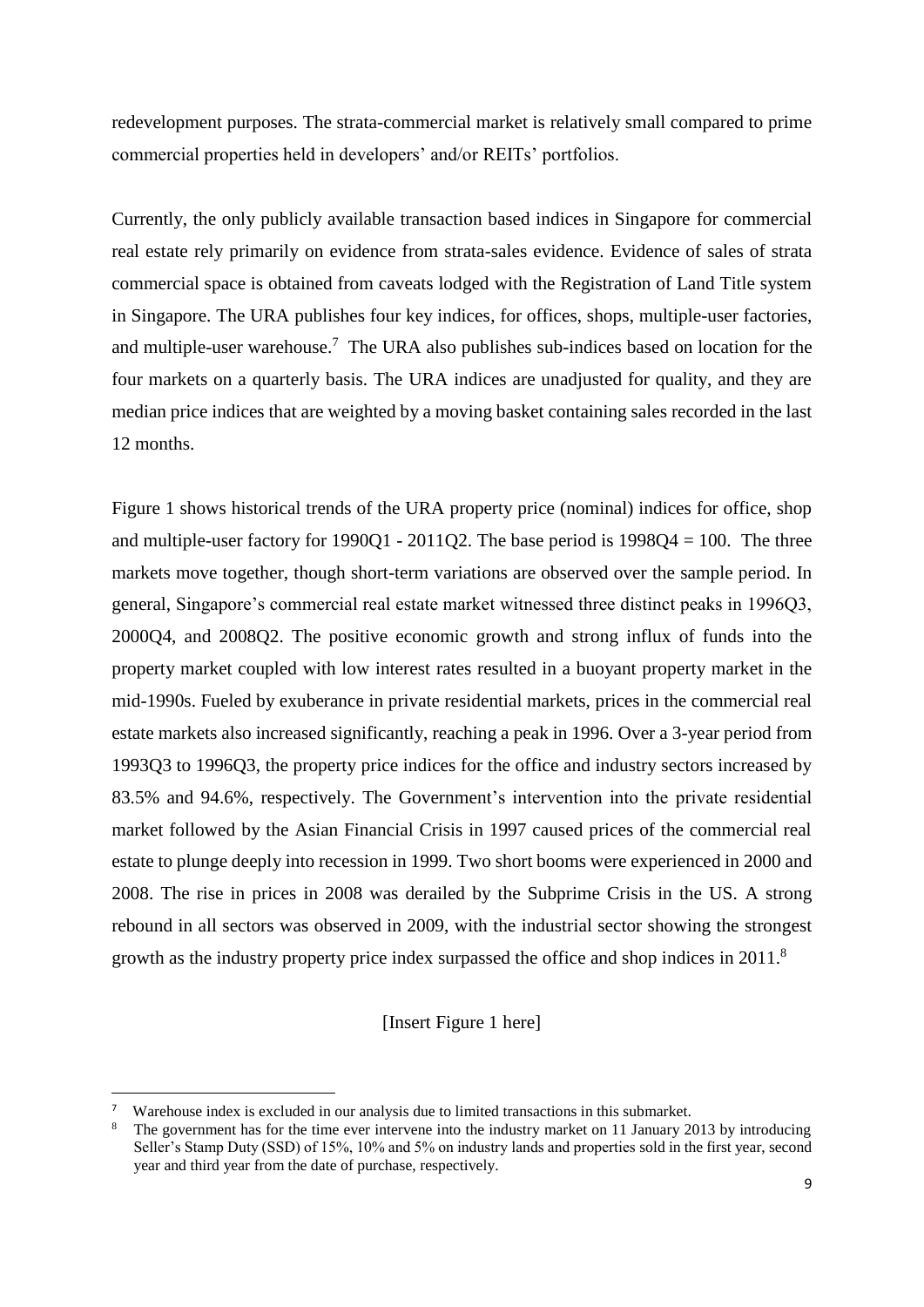redevelopment purposes. The strata-commercial market is relatively small compared to prime commercial properties held in developers' and/or REITs' portfolios.

Currently, the only publicly available transaction based indices in Singapore for commercial real estate rely primarily on evidence from strata-sales evidence. Evidence of sales of strata commercial space is obtained from caveats lodged with the Registration of Land Title system in Singapore. The URA publishes four key indices, for offices, shops, multiple-user factories, and multiple-user warehouse.[7] The URA also publishes sub-indices based on location for the four markets on a quarterly basis. The URA indices are unadjusted for quality, and they are median price indices that are weighted by a moving basket containing sales recorded in the last 12 months.

Figure 1 shows historical trends of the URA property price (nominal) indices for office, shop and multiple-user factory for 1990Q1 - 2011Q2. The base period is 1998Q4 = 100. The three markets move together, though short-term variations are observed over the sample period. In general, Singapore's commercial real estate market witnessed three distinct peaks in 1996Q3, 2000Q4, and 2008Q2. The positive economic growth and strong influx of funds into the property market coupled with low interest rates resulted in a buoyant property market in the mid-1990s. Fueled by exuberance in private residential markets, prices in the commercial real estate markets also increased significantly, reaching a peak in 1996. Over a 3-year period from 1993Q3 to 1996Q3, the property price indices for the office and industry sectors increased by 83.5% and 94.6%, respectively. The Government's intervention into the private residential market followed by the Asian Financial Crisis in 1997 caused prices of the commercial real estate to plunge deeply into recession in 1999. Two short booms were experienced in 2000 and 2008. The rise in prices in 2008 was derailed by the Subprime Crisis in the US. A strong rebound in all sectors was observed in 2009, with the industrial sector showing the strongest growth as the industry property price index surpassed the office and shop indices in 2011.[8]

[Insert Figure 1 here]

---

[7] Warehouse index is excluded in our analysis due to limited transactions in this submarket.

[8] The government has for the time ever intervene into the industry market on 11 January 2013 by introducing Seller's Stamp Duty (SSD) of 15%, 10% and 5% on industry lands and properties sold in the first year, second year and third year from the date of purchase, respectively.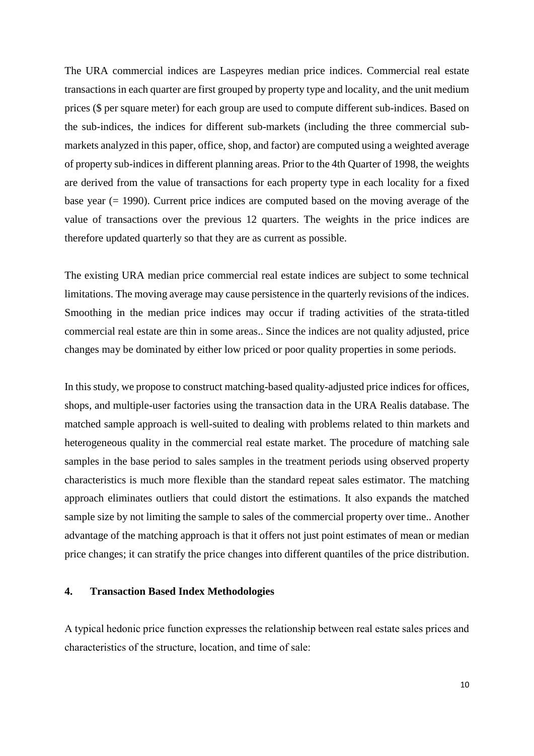The URA commercial indices are Laspeyres median price indices. Commercial real estate transactions in each quarter are first grouped by property type and locality, and the unit medium prices ($ per square meter) for each group are used to compute different sub-indices. Based on the sub-indices, the indices for different sub-markets (including the three commercial sub-markets analyzed in this paper, office, shop, and factor) are computed using a weighted average of property sub-indices in different planning areas. Prior to the 4th Quarter of 1998, the weights are derived from the value of transactions for each property type in each locality for a fixed base year (= 1990). Current price indices are computed based on the moving average of the value of transactions over the previous 12 quarters. The weights in the price indices are therefore updated quarterly so that they are as current as possible.

The existing URA median price commercial real estate indices are subject to some technical limitations. The moving average may cause persistence in the quarterly revisions of the indices. Smoothing in the median price indices may occur if trading activities of the strata-titled commercial real estate are thin in some areas.. Since the indices are not quality adjusted, price changes may be dominated by either low priced or poor quality properties in some periods.

In this study, we propose to construct matching-based quality-adjusted price indices for offices, shops, and multiple-user factories using the transaction data in the URA Realis database. The matched sample approach is well-suited to dealing with problems related to thin markets and heterogeneous quality in the commercial real estate market. The procedure of matching sale samples in the base period to sales samples in the treatment periods using observed property characteristics is much more flexible than the standard repeat sales estimator. The matching approach eliminates outliers that could distort the estimations. It also expands the matched sample size by not limiting the sample to sales of the commercial property over time.. Another advantage of the matching approach is that it offers not just point estimates of mean or median price changes; it can stratify the price changes into different quantiles of the price distribution.

## 4. Transaction Based Index Methodologies

A typical hedonic price function expresses the relationship between real estate sales prices and characteristics of the structure, location, and time of sale: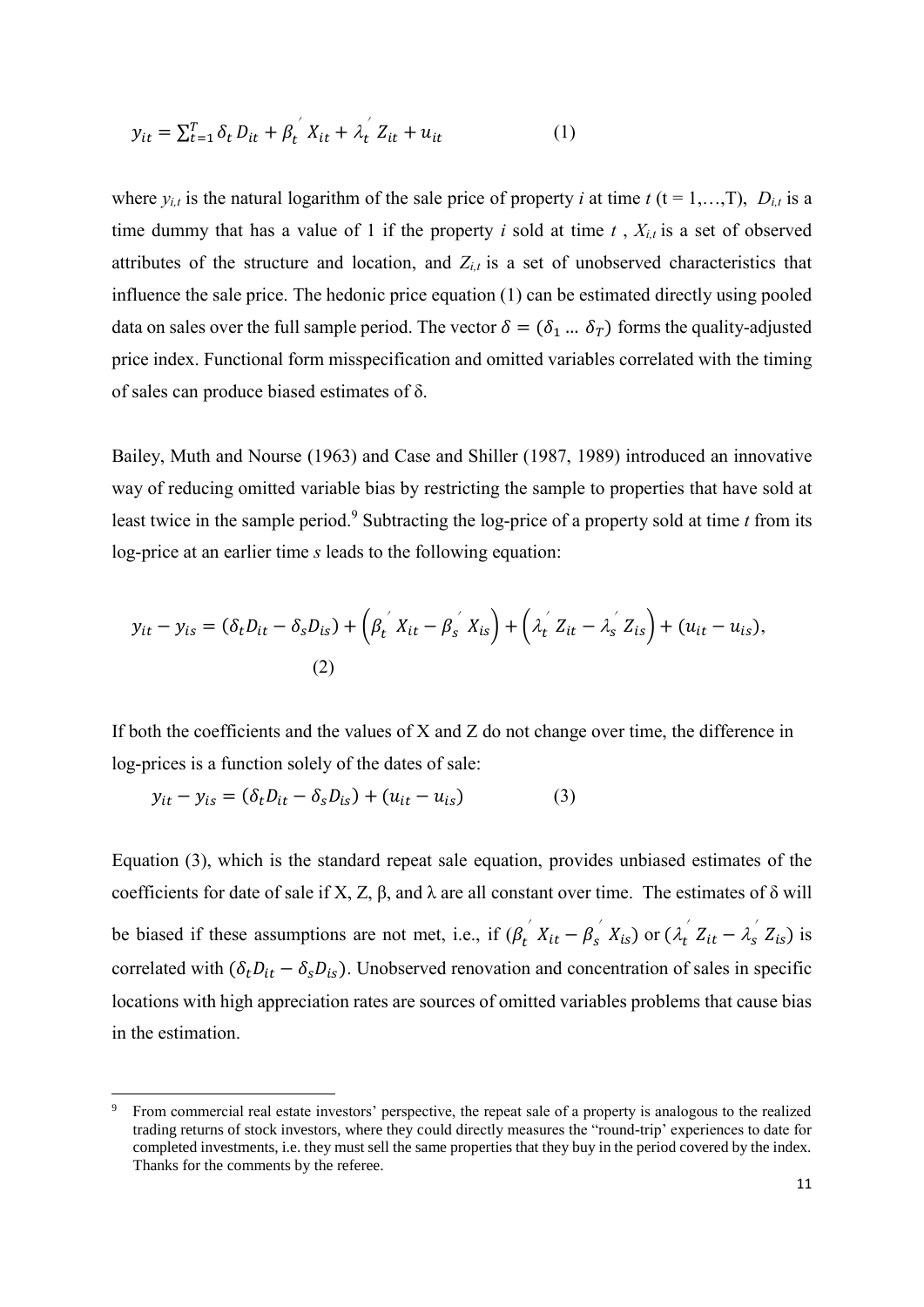$$y_{it} = \sum_{t=1}^{T} \delta_t D_{it} + \beta_t^{'} X_{it} + \lambda_t^{'} Z_{it} + u_{it} \qquad (1)$$

where $y_{i,t}$ is the natural logarithm of the sale price of property $i$ at time $t$ (t = 1,…,T), $D_{i,t}$ is a time dummy that has a value of 1 if the property $i$ sold at time $t$ , $X_{i,t}$ is a set of observed attributes of the structure and location, and $Z_{i,t}$ is a set of unobserved characteristics that influence the sale price. The hedonic price equation (1) can be estimated directly using pooled data on sales over the full sample period. The vector $\delta = (\delta_1 \ldots \delta_T)$ forms the quality-adjusted price index. Functional form misspecification and omitted variables correlated with the timing of sales can produce biased estimates of δ.

Bailey, Muth and Nourse (1963) and Case and Shiller (1987, 1989) introduced an innovative way of reducing omitted variable bias by restricting the sample to properties that have sold at least twice in the sample period.[9] Subtracting the log-price of a property sold at time $t$ from its log-price at an earlier time $s$ leads to the following equation:

$$y_{it} - y_{is} = (\delta_t D_{it} - \delta_s D_{is}) + \left(\beta_t^{'} X_{it} - \beta_s^{'} X_{is}\right) + \left(\lambda_t^{'} Z_{it} - \lambda_s^{'} Z_{is}\right) + (u_{it} - u_{is}), \qquad (2)$$

If both the coefficients and the values of X and Z do not change over time, the difference in log-prices is a function solely of the dates of sale:

$$y_{it} - y_{is} = (\delta_t D_{it} - \delta_s D_{is}) + (u_{it} - u_{is}) \qquad (3)$$

Equation (3), which is the standard repeat sale equation, provides unbiased estimates of the coefficients for date of sale if X, Z, β, and λ are all constant over time. The estimates of δ will be biased if these assumptions are not met, i.e., if $(\beta_t^{'} X_{it} - \beta_s^{'} X_{is})$ or $(\lambda_t^{'} Z_{it} - \lambda_s^{'} Z_{is})$ is correlated with $(\delta_t D_{it} - \delta_s D_{is})$. Unobserved renovation and concentration of sales in specific locations with high appreciation rates are sources of omitted variables problems that cause bias in the estimation.

[9] From commercial real estate investors' perspective, the repeat sale of a property is analogous to the realized trading returns of stock investors, where they could directly measures the "round-trip' experiences to date for completed investments, i.e. they must sell the same properties that they buy in the period covered by the index. Thanks for the comments by the referee.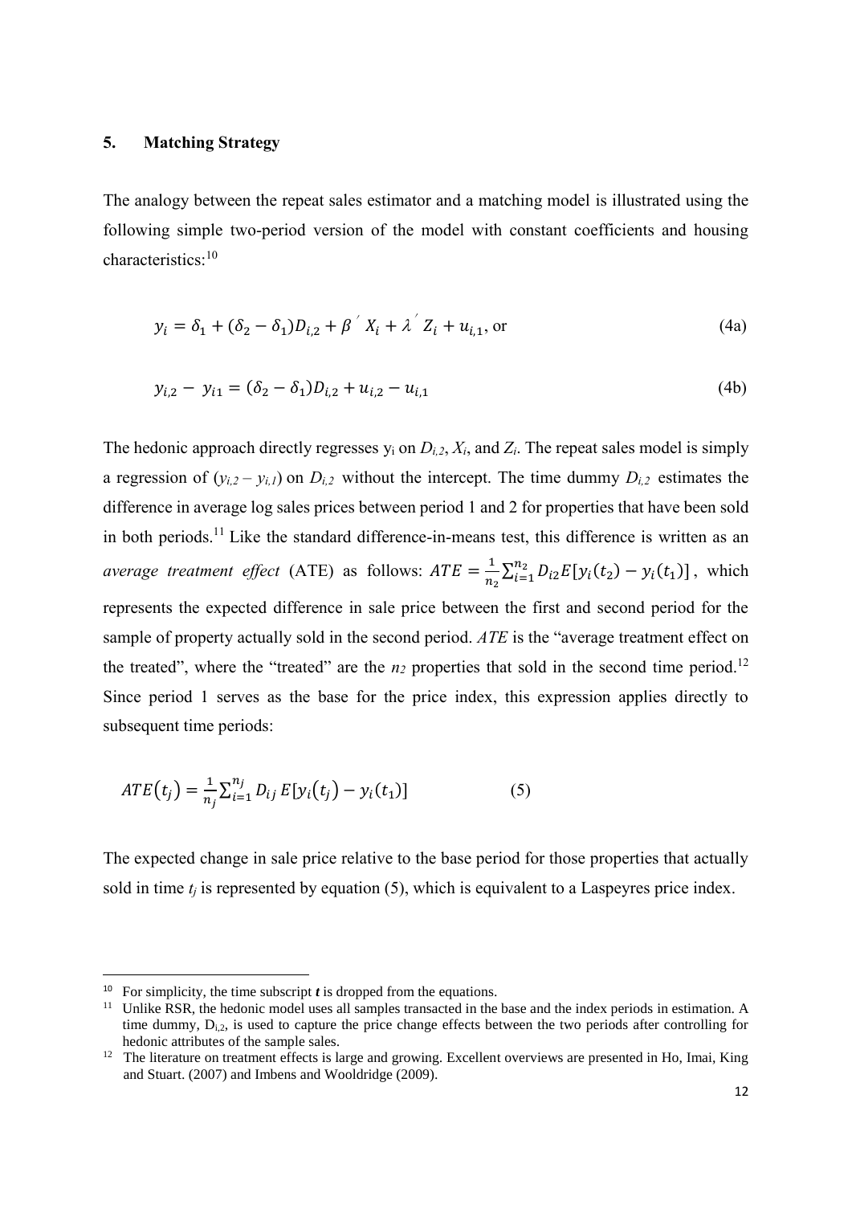## 5. Matching Strategy

The analogy between the repeat sales estimator and a matching model is illustrated using the following simple two-period version of the model with constant coefficients and housing characteristics:[10]

$$y_i = \delta_1 + (\delta_2 - \delta_1)D_{i,2} + \beta' X_i + \lambda' Z_i + u_{i,1}, \text{ or} \tag{4a}$$

$$y_{i,2} - y_{i1} = (\delta_2 - \delta_1)D_{i,2} + u_{i,2} - u_{i,1} \tag{4b}$$

The hedonic approach directly regresses $y_i$ on $D_{i,2}$, $X_i$, and $Z_i$. The repeat sales model is simply a regression of $(y_{i,2} - y_{i,1})$ on $D_{i,2}$ without the intercept. The time dummy $D_{i,2}$ estimates the difference in average log sales prices between period 1 and 2 for properties that have been sold in both periods.[11] Like the standard difference-in-means test, this difference is written as an *average treatment effect* (ATE) as follows: $ATE = \frac{1}{n_2}\sum_{i=1}^{n_2} D_{i2} E[y_i(t_2) - y_i(t_1)]$, which represents the expected difference in sale price between the first and second period for the sample of property actually sold in the second period. *ATE* is the "average treatment effect on the treated", where the "treated" are the $n_2$ properties that sold in the second time period.[12] Since period 1 serves as the base for the price index, this expression applies directly to subsequent time periods:

$$ATE(t_j) = \frac{1}{n_j}\sum_{i=1}^{n_j} D_{ij}\, E[y_i(t_j) - y_i(t_1)] \tag{5}$$

The expected change in sale price relative to the base period for those properties that actually sold in time $t_j$ is represented by equation (5), which is equivalent to a Laspeyres price index.

---

[10] For simplicity, the time subscript ***t*** is dropped from the equations.

[11] Unlike RSR, the hedonic model uses all samples transacted in the base and the index periods in estimation. A time dummy, $D_{i,2}$, is used to capture the price change effects between the two periods after controlling for hedonic attributes of the sample sales.

[12] The literature on treatment effects is large and growing. Excellent overviews are presented in Ho, Imai, King and Stuart. (2007) and Imbens and Wooldridge (2009).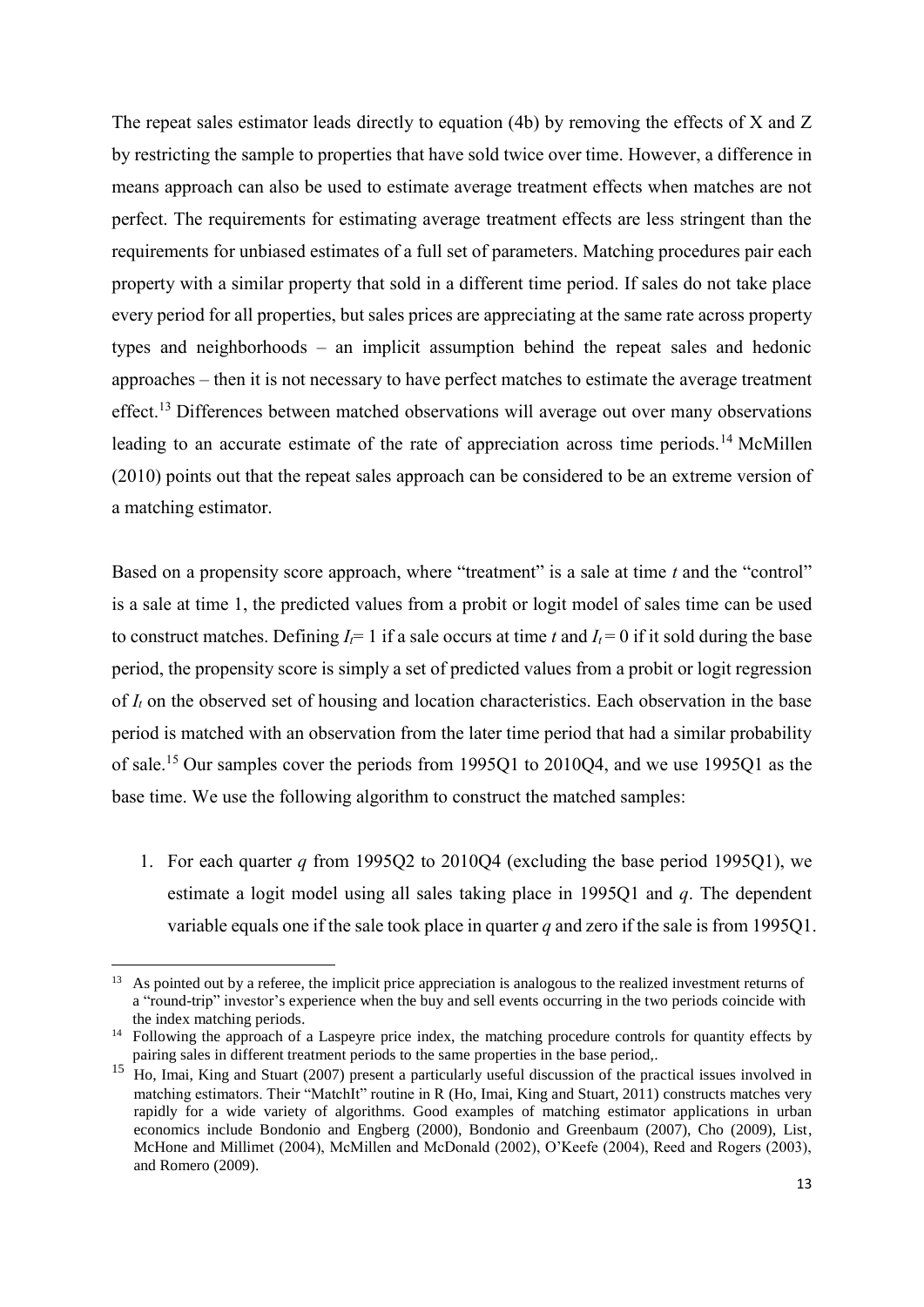The repeat sales estimator leads directly to equation (4b) by removing the effects of X and Z by restricting the sample to properties that have sold twice over time. However, a difference in means approach can also be used to estimate average treatment effects when matches are not perfect. The requirements for estimating average treatment effects are less stringent than the requirements for unbiased estimates of a full set of parameters. Matching procedures pair each property with a similar property that sold in a different time period. If sales do not take place every period for all properties, but sales prices are appreciating at the same rate across property types and neighborhoods – an implicit assumption behind the repeat sales and hedonic approaches – then it is not necessary to have perfect matches to estimate the average treatment effect.[13] Differences between matched observations will average out over many observations leading to an accurate estimate of the rate of appreciation across time periods.[14] McMillen (2010) points out that the repeat sales approach can be considered to be an extreme version of a matching estimator.

Based on a propensity score approach, where "treatment" is a sale at time *t* and the "control" is a sale at time 1, the predicted values from a probit or logit model of sales time can be used to construct matches. Defining $I_t = 1$ if a sale occurs at time *t* and $I_t = 0$ if it sold during the base period, the propensity score is simply a set of predicted values from a probit or logit regression of $I_t$ on the observed set of housing and location characteristics. Each observation in the base period is matched with an observation from the later time period that had a similar probability of sale.[15] Our samples cover the periods from 1995Q1 to 2010Q4, and we use 1995Q1 as the base time. We use the following algorithm to construct the matched samples:

1. For each quarter *q* from 1995Q2 to 2010Q4 (excluding the base period 1995Q1), we estimate a logit model using all sales taking place in 1995Q1 and *q*. The dependent variable equals one if the sale took place in quarter *q* and zero if the sale is from 1995Q1.

---

[13] As pointed out by a referee, the implicit price appreciation is analogous to the realized investment returns of a "round-trip" investor's experience when the buy and sell events occurring in the two periods coincide with the index matching periods.

[14] Following the approach of a Laspeyre price index, the matching procedure controls for quantity effects by pairing sales in different treatment periods to the same properties in the base period,.

[15] Ho, Imai, King and Stuart (2007) present a particularly useful discussion of the practical issues involved in matching estimators. Their "MatchIt" routine in R (Ho, Imai, King and Stuart, 2011) constructs matches very rapidly for a wide variety of algorithms. Good examples of matching estimator applications in urban economics include Bondonio and Engberg (2000), Bondonio and Greenbaum (2007), Cho (2009), List, McHone and Millimet (2004), McMillen and McDonald (2002), O'Keefe (2004), Reed and Rogers (2003), and Romero (2009).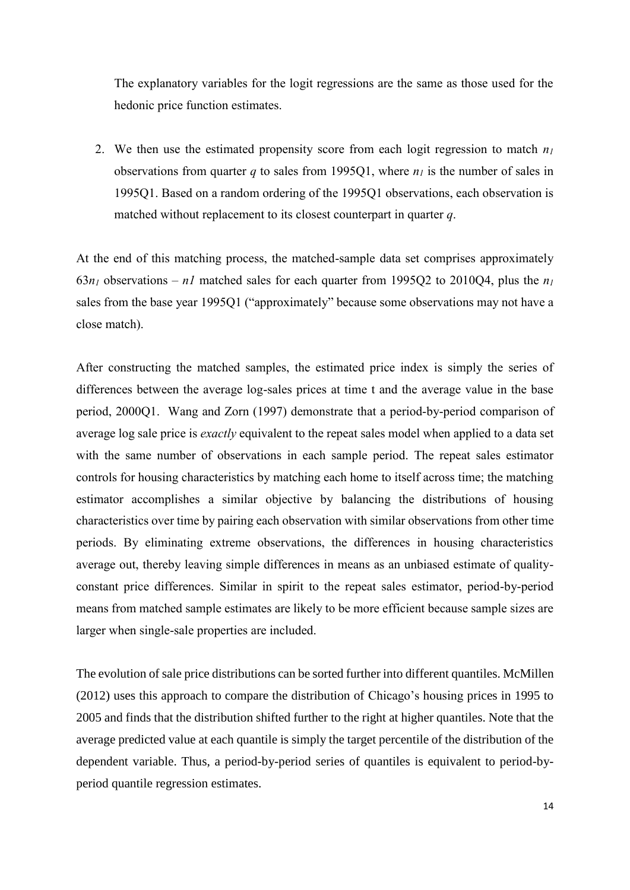The explanatory variables for the logit regressions are the same as those used for the hedonic price function estimates.

2. We then use the estimated propensity score from each logit regression to match $n_1$ observations from quarter $q$ to sales from 1995Q1, where $n_1$ is the number of sales in 1995Q1. Based on a random ordering of the 1995Q1 observations, each observation is matched without replacement to its closest counterpart in quarter $q$.

At the end of this matching process, the matched-sample data set comprises approximately $63n_1$ observations – $n1$ matched sales for each quarter from 1995Q2 to 2010Q4, plus the $n_1$ sales from the base year 1995Q1 ("approximately" because some observations may not have a close match).

After constructing the matched samples, the estimated price index is simply the series of differences between the average log-sales prices at time t and the average value in the base period, 2000Q1. Wang and Zorn (1997) demonstrate that a period-by-period comparison of average log sale price is *exactly* equivalent to the repeat sales model when applied to a data set with the same number of observations in each sample period. The repeat sales estimator controls for housing characteristics by matching each home to itself across time; the matching estimator accomplishes a similar objective by balancing the distributions of housing characteristics over time by pairing each observation with similar observations from other time periods. By eliminating extreme observations, the differences in housing characteristics average out, thereby leaving simple differences in means as an unbiased estimate of quality-constant price differences. Similar in spirit to the repeat sales estimator, period-by-period means from matched sample estimates are likely to be more efficient because sample sizes are larger when single-sale properties are included.

The evolution of sale price distributions can be sorted further into different quantiles. McMillen (2012) uses this approach to compare the distribution of Chicago's housing prices in 1995 to 2005 and finds that the distribution shifted further to the right at higher quantiles. Note that the average predicted value at each quantile is simply the target percentile of the distribution of the dependent variable. Thus, a period-by-period series of quantiles is equivalent to period-by-period quantile regression estimates.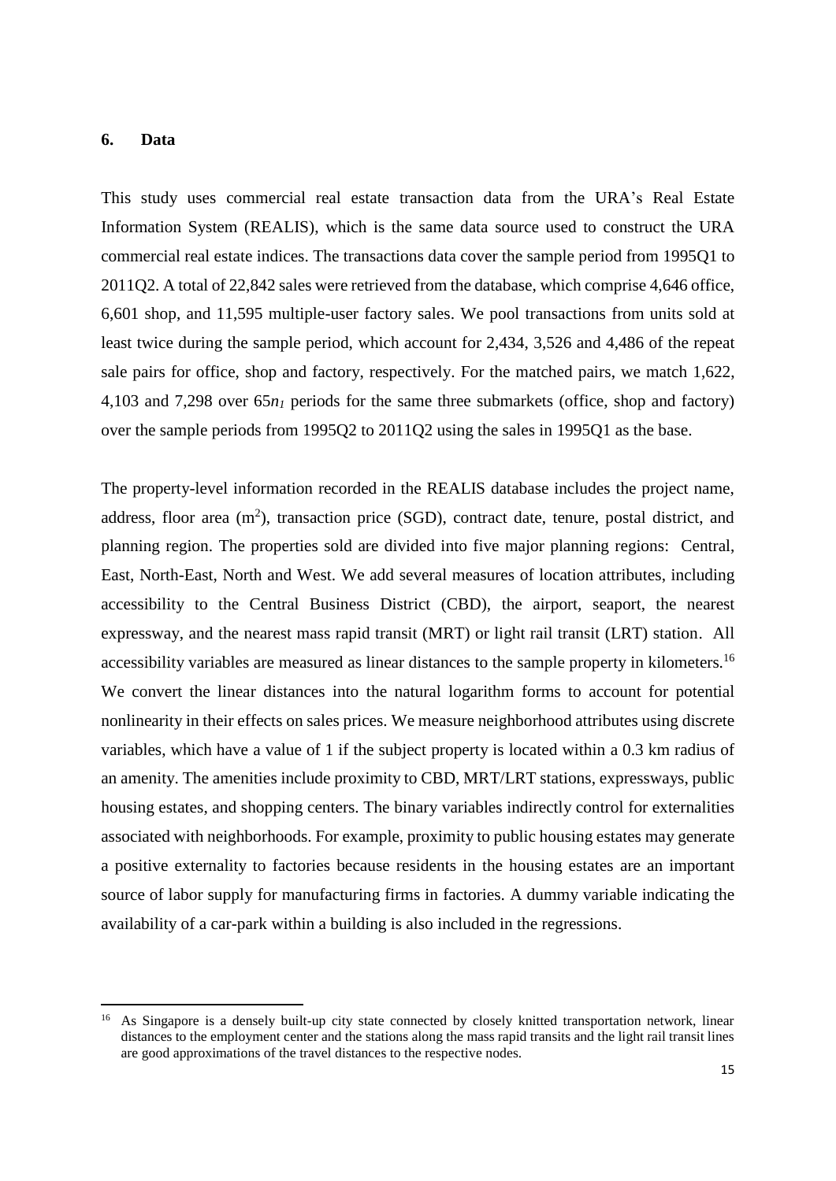## 6. Data

This study uses commercial real estate transaction data from the URA's Real Estate Information System (REALIS), which is the same data source used to construct the URA commercial real estate indices. The transactions data cover the sample period from 1995Q1 to 2011Q2. A total of 22,842 sales were retrieved from the database, which comprise 4,646 office, 6,601 shop, and 11,595 multiple-user factory sales. We pool transactions from units sold at least twice during the sample period, which account for 2,434, 3,526 and 4,486 of the repeat sale pairs for office, shop and factory, respectively. For the matched pairs, we match 1,622, 4,103 and 7,298 over 65$n_1$ periods for the same three submarkets (office, shop and factory) over the sample periods from 1995Q2 to 2011Q2 using the sales in 1995Q1 as the base.

The property-level information recorded in the REALIS database includes the project name, address, floor area ($m^2$), transaction price (SGD), contract date, tenure, postal district, and planning region. The properties sold are divided into five major planning regions: Central, East, North-East, North and West. We add several measures of location attributes, including accessibility to the Central Business District (CBD), the airport, seaport, the nearest expressway, and the nearest mass rapid transit (MRT) or light rail transit (LRT) station. All accessibility variables are measured as linear distances to the sample property in kilometers.[16] We convert the linear distances into the natural logarithm forms to account for potential nonlinearity in their effects on sales prices. We measure neighborhood attributes using discrete variables, which have a value of 1 if the subject property is located within a 0.3 km radius of an amenity. The amenities include proximity to CBD, MRT/LRT stations, expressways, public housing estates, and shopping centers. The binary variables indirectly control for externalities associated with neighborhoods. For example, proximity to public housing estates may generate a positive externality to factories because residents in the housing estates are an important source of labor supply for manufacturing firms in factories. A dummy variable indicating the availability of a car-park within a building is also included in the regressions.

[16] As Singapore is a densely built-up city state connected by closely knitted transportation network, linear distances to the employment center and the stations along the mass rapid transits and the light rail transit lines are good approximations of the travel distances to the respective nodes.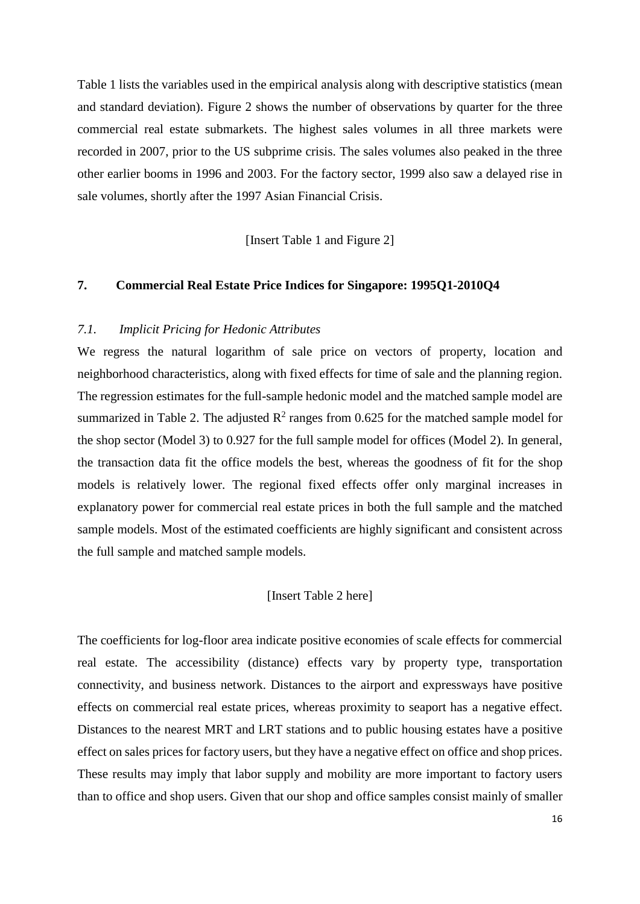Table 1 lists the variables used in the empirical analysis along with descriptive statistics (mean and standard deviation). Figure 2 shows the number of observations by quarter for the three commercial real estate submarkets. The highest sales volumes in all three markets were recorded in 2007, prior to the US subprime crisis. The sales volumes also peaked in the three other earlier booms in 1996 and 2003. For the factory sector, 1999 also saw a delayed rise in sale volumes, shortly after the 1997 Asian Financial Crisis.

[Insert Table 1 and Figure 2]

## 7. Commercial Real Estate Price Indices for Singapore: 1995Q1-2010Q4

### *7.1. Implicit Pricing for Hedonic Attributes*

We regress the natural logarithm of sale price on vectors of property, location and neighborhood characteristics, along with fixed effects for time of sale and the planning region. The regression estimates for the full-sample hedonic model and the matched sample model are summarized in Table 2. The adjusted $R^2$ ranges from 0.625 for the matched sample model for the shop sector (Model 3) to 0.927 for the full sample model for offices (Model 2). In general, the transaction data fit the office models the best, whereas the goodness of fit for the shop models is relatively lower. The regional fixed effects offer only marginal increases in explanatory power for commercial real estate prices in both the full sample and the matched sample models. Most of the estimated coefficients are highly significant and consistent across the full sample and matched sample models.

[Insert Table 2 here]

The coefficients for log-floor area indicate positive economies of scale effects for commercial real estate. The accessibility (distance) effects vary by property type, transportation connectivity, and business network. Distances to the airport and expressways have positive effects on commercial real estate prices, whereas proximity to seaport has a negative effect. Distances to the nearest MRT and LRT stations and to public housing estates have a positive effect on sales prices for factory users, but they have a negative effect on office and shop prices. These results may imply that labor supply and mobility are more important to factory users than to office and shop users. Given that our shop and office samples consist mainly of smaller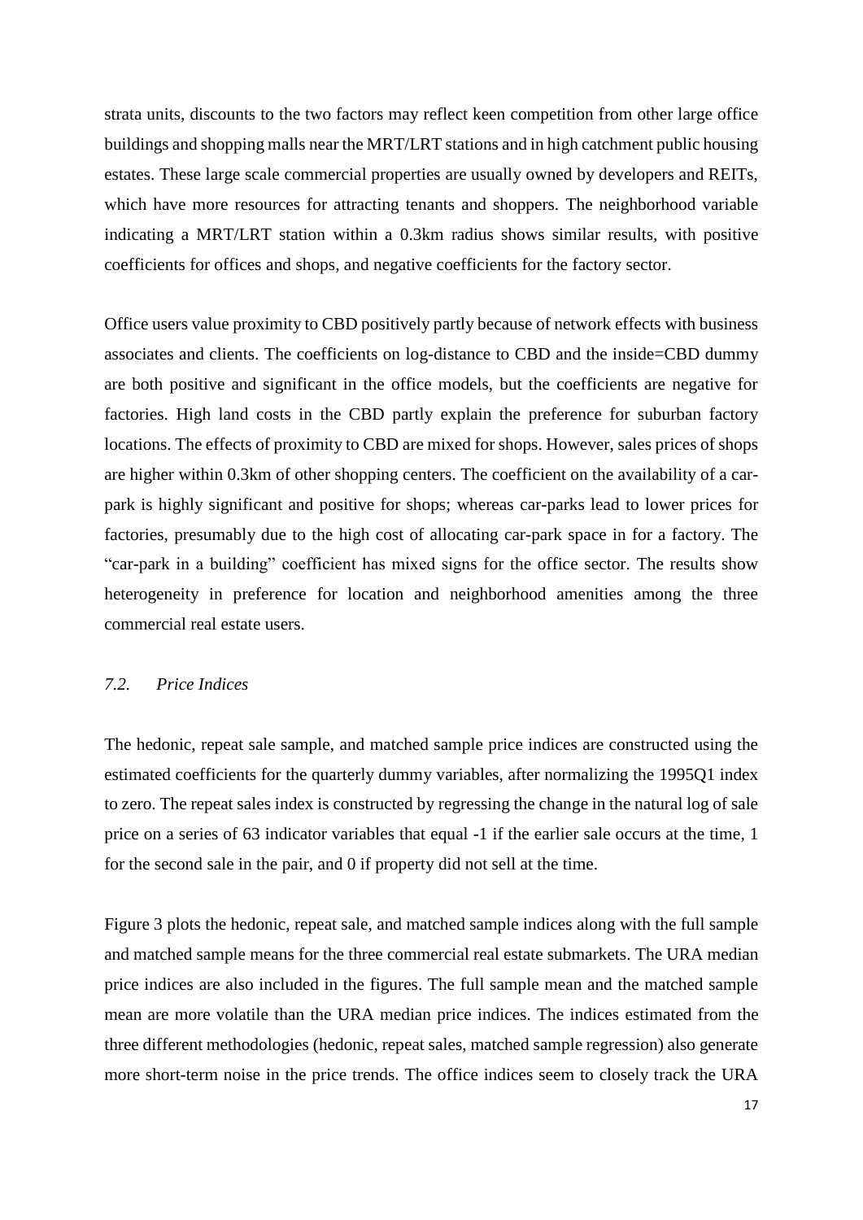strata units, discounts to the two factors may reflect keen competition from other large office buildings and shopping malls near the MRT/LRT stations and in high catchment public housing estates. These large scale commercial properties are usually owned by developers and REITs, which have more resources for attracting tenants and shoppers. The neighborhood variable indicating a MRT/LRT station within a 0.3km radius shows similar results, with positive coefficients for offices and shops, and negative coefficients for the factory sector.

Office users value proximity to CBD positively partly because of network effects with business associates and clients. The coefficients on log-distance to CBD and the inside=CBD dummy are both positive and significant in the office models, but the coefficients are negative for factories. High land costs in the CBD partly explain the preference for suburban factory locations. The effects of proximity to CBD are mixed for shops. However, sales prices of shops are higher within 0.3km of other shopping centers. The coefficient on the availability of a car-park is highly significant and positive for shops; whereas car-parks lead to lower prices for factories, presumably due to the high cost of allocating car-park space in for a factory. The "car-park in a building" coefficient has mixed signs for the office sector. The results show heterogeneity in preference for location and neighborhood amenities among the three commercial real estate users.

### *7.2. Price Indices*

The hedonic, repeat sale sample, and matched sample price indices are constructed using the estimated coefficients for the quarterly dummy variables, after normalizing the 1995Q1 index to zero. The repeat sales index is constructed by regressing the change in the natural log of sale price on a series of 63 indicator variables that equal -1 if the earlier sale occurs at the time, 1 for the second sale in the pair, and 0 if property did not sell at the time.

Figure 3 plots the hedonic, repeat sale, and matched sample indices along with the full sample and matched sample means for the three commercial real estate submarkets. The URA median price indices are also included in the figures. The full sample mean and the matched sample mean are more volatile than the URA median price indices. The indices estimated from the three different methodologies (hedonic, repeat sales, matched sample regression) also generate more short-term noise in the price trends. The office indices seem to closely track the URA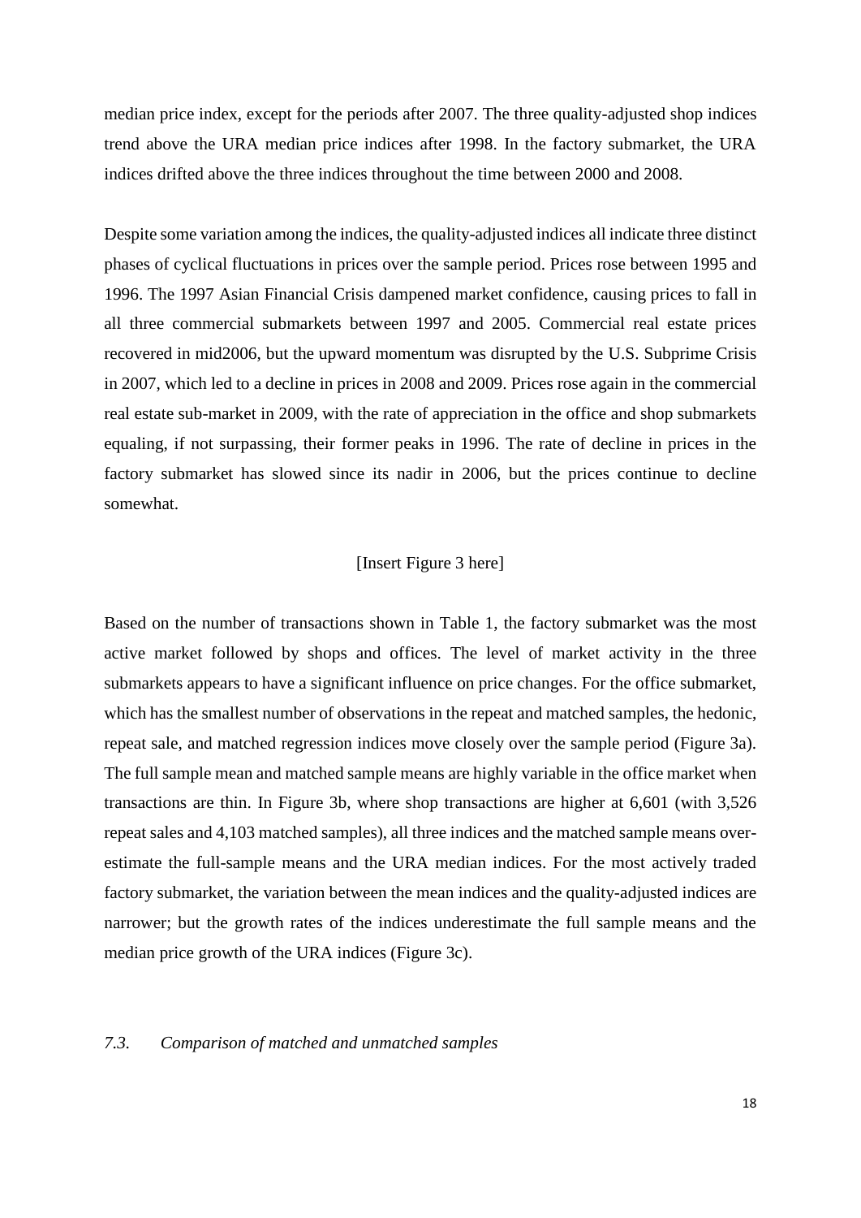median price index, except for the periods after 2007. The three quality-adjusted shop indices trend above the URA median price indices after 1998. In the factory submarket, the URA indices drifted above the three indices throughout the time between 2000 and 2008.

Despite some variation among the indices, the quality-adjusted indices all indicate three distinct phases of cyclical fluctuations in prices over the sample period. Prices rose between 1995 and 1996. The 1997 Asian Financial Crisis dampened market confidence, causing prices to fall in all three commercial submarkets between 1997 and 2005. Commercial real estate prices recovered in mid2006, but the upward momentum was disrupted by the U.S. Subprime Crisis in 2007, which led to a decline in prices in 2008 and 2009. Prices rose again in the commercial real estate sub-market in 2009, with the rate of appreciation in the office and shop submarkets equaling, if not surpassing, their former peaks in 1996. The rate of decline in prices in the factory submarket has slowed since its nadir in 2006, but the prices continue to decline somewhat.

[Insert Figure 3 here]

Based on the number of transactions shown in Table 1, the factory submarket was the most active market followed by shops and offices. The level of market activity in the three submarkets appears to have a significant influence on price changes. For the office submarket, which has the smallest number of observations in the repeat and matched samples, the hedonic, repeat sale, and matched regression indices move closely over the sample period (Figure 3a). The full sample mean and matched sample means are highly variable in the office market when transactions are thin. In Figure 3b, where shop transactions are higher at 6,601 (with 3,526 repeat sales and 4,103 matched samples), all three indices and the matched sample means over-estimate the full-sample means and the URA median indices. For the most actively traded factory submarket, the variation between the mean indices and the quality-adjusted indices are narrower; but the growth rates of the indices underestimate the full sample means and the median price growth of the URA indices (Figure 3c).

### *7.3. Comparison of matched and unmatched samples*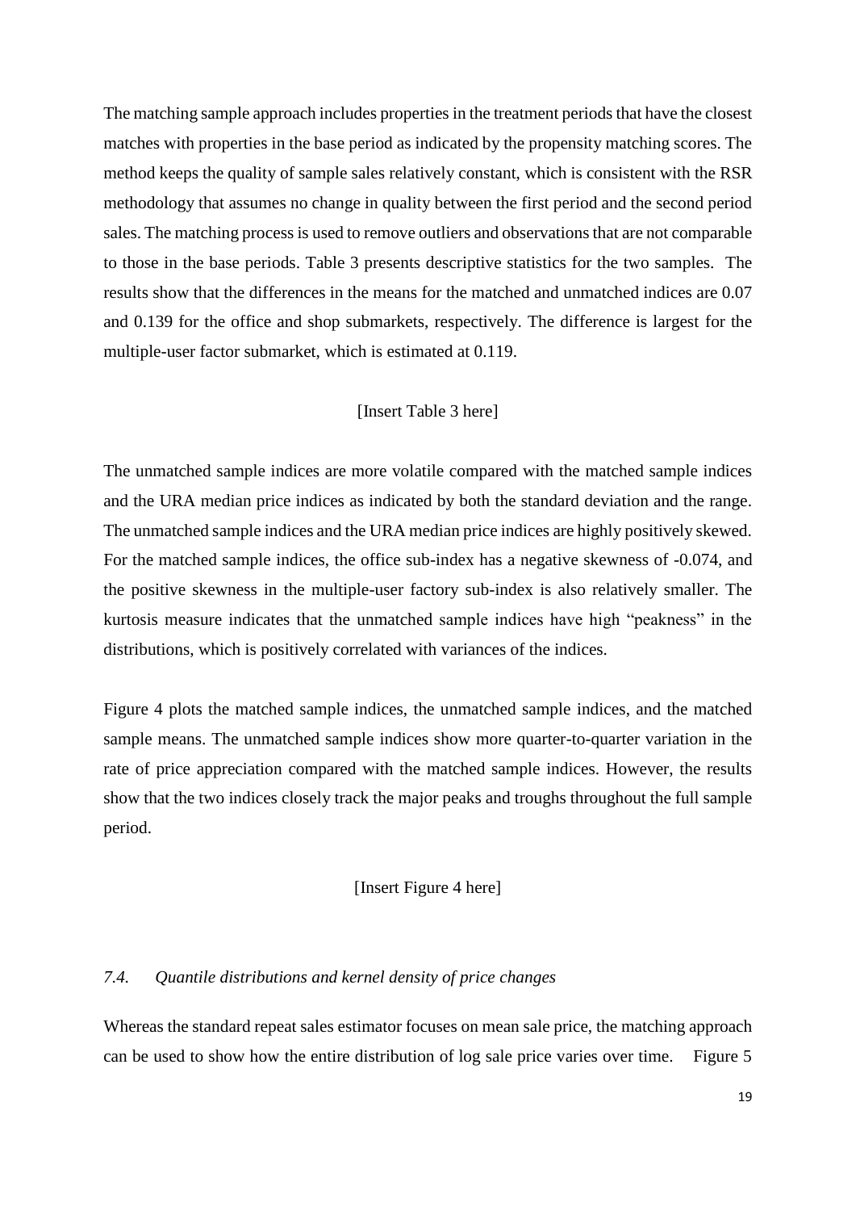The matching sample approach includes properties in the treatment periods that have the closest matches with properties in the base period as indicated by the propensity matching scores. The method keeps the quality of sample sales relatively constant, which is consistent with the RSR methodology that assumes no change in quality between the first period and the second period sales. The matching process is used to remove outliers and observations that are not comparable to those in the base periods. Table 3 presents descriptive statistics for the two samples. The results show that the differences in the means for the matched and unmatched indices are 0.07 and 0.139 for the office and shop submarkets, respectively. The difference is largest for the multiple-user factor submarket, which is estimated at 0.119.

[Insert Table 3 here]

The unmatched sample indices are more volatile compared with the matched sample indices and the URA median price indices as indicated by both the standard deviation and the range. The unmatched sample indices and the URA median price indices are highly positively skewed. For the matched sample indices, the office sub-index has a negative skewness of -0.074, and the positive skewness in the multiple-user factory sub-index is also relatively smaller. The kurtosis measure indicates that the unmatched sample indices have high "peakness" in the distributions, which is positively correlated with variances of the indices.

Figure 4 plots the matched sample indices, the unmatched sample indices, and the matched sample means. The unmatched sample indices show more quarter-to-quarter variation in the rate of price appreciation compared with the matched sample indices. However, the results show that the two indices closely track the major peaks and troughs throughout the full sample period.

[Insert Figure 4 here]

### *7.4. Quantile distributions and kernel density of price changes*

Whereas the standard repeat sales estimator focuses on mean sale price, the matching approach can be used to show how the entire distribution of log sale price varies over time. Figure 5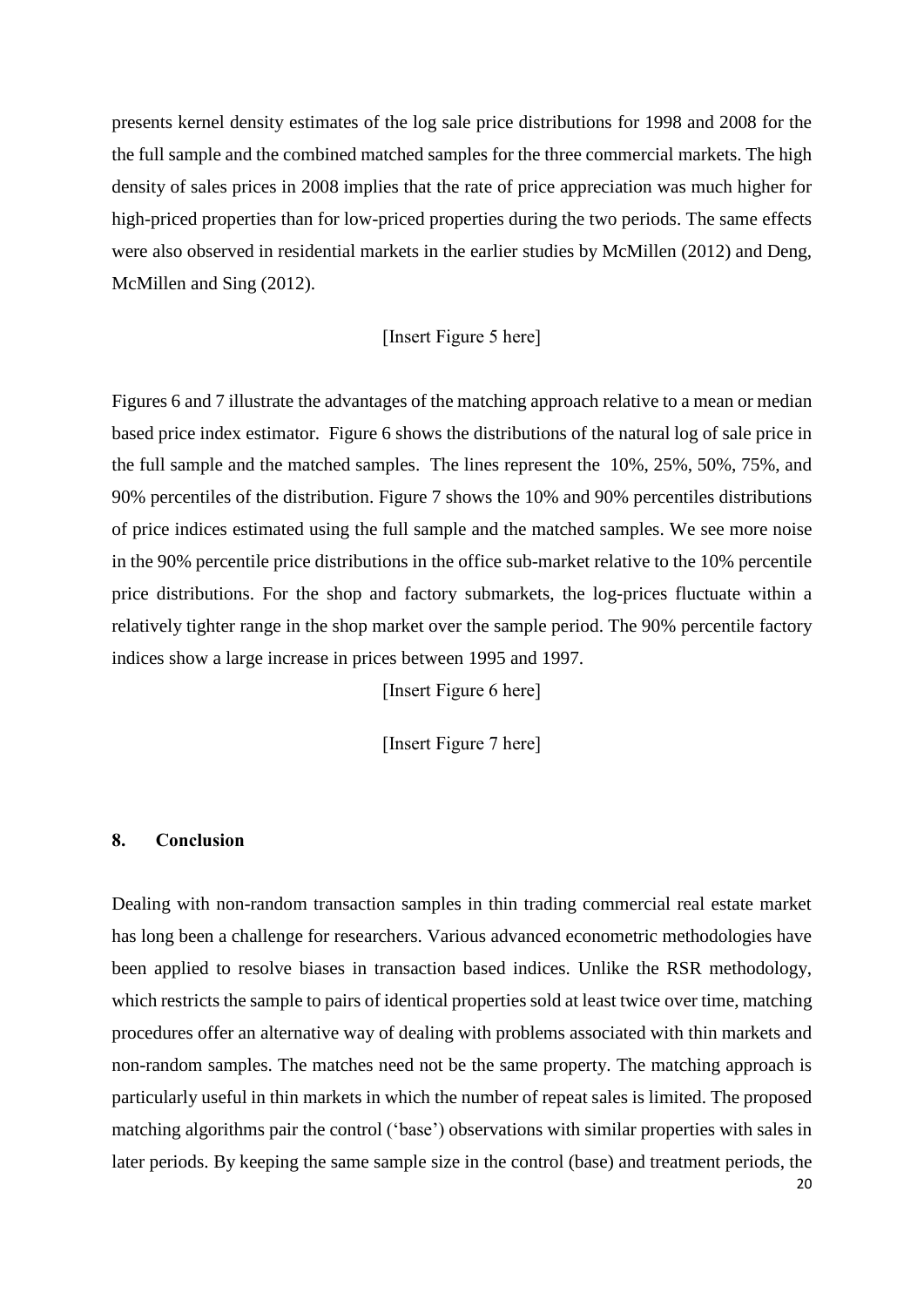presents kernel density estimates of the log sale price distributions for 1998 and 2008 for the the full sample and the combined matched samples for the three commercial markets. The high density of sales prices in 2008 implies that the rate of price appreciation was much higher for high-priced properties than for low-priced properties during the two periods. The same effects were also observed in residential markets in the earlier studies by McMillen (2012) and Deng, McMillen and Sing (2012).

[Insert Figure 5 here]

Figures 6 and 7 illustrate the advantages of the matching approach relative to a mean or median based price index estimator. Figure 6 shows the distributions of the natural log of sale price in the full sample and the matched samples. The lines represent the 10%, 25%, 50%, 75%, and 90% percentiles of the distribution. Figure 7 shows the 10% and 90% percentiles distributions of price indices estimated using the full sample and the matched samples. We see more noise in the 90% percentile price distributions in the office sub-market relative to the 10% percentile price distributions. For the shop and factory submarkets, the log-prices fluctuate within a relatively tighter range in the shop market over the sample period. The 90% percentile factory indices show a large increase in prices between 1995 and 1997.

[Insert Figure 6 here]

[Insert Figure 7 here]

## 8. Conclusion

Dealing with non-random transaction samples in thin trading commercial real estate market has long been a challenge for researchers. Various advanced econometric methodologies have been applied to resolve biases in transaction based indices. Unlike the RSR methodology, which restricts the sample to pairs of identical properties sold at least twice over time, matching procedures offer an alternative way of dealing with problems associated with thin markets and non-random samples. The matches need not be the same property. The matching approach is particularly useful in thin markets in which the number of repeat sales is limited. The proposed matching algorithms pair the control ('base') observations with similar properties with sales in later periods. By keeping the same sample size in the control (base) and treatment periods, the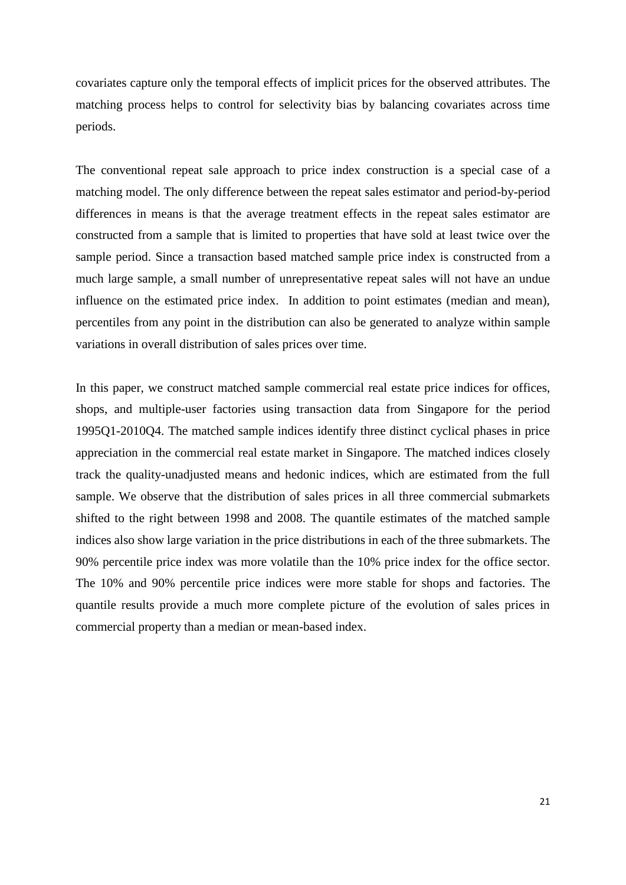covariates capture only the temporal effects of implicit prices for the observed attributes. The matching process helps to control for selectivity bias by balancing covariates across time periods.

The conventional repeat sale approach to price index construction is a special case of a matching model. The only difference between the repeat sales estimator and period-by-period differences in means is that the average treatment effects in the repeat sales estimator are constructed from a sample that is limited to properties that have sold at least twice over the sample period. Since a transaction based matched sample price index is constructed from a much large sample, a small number of unrepresentative repeat sales will not have an undue influence on the estimated price index. In addition to point estimates (median and mean), percentiles from any point in the distribution can also be generated to analyze within sample variations in overall distribution of sales prices over time.

In this paper, we construct matched sample commercial real estate price indices for offices, shops, and multiple-user factories using transaction data from Singapore for the period 1995Q1-2010Q4. The matched sample indices identify three distinct cyclical phases in price appreciation in the commercial real estate market in Singapore. The matched indices closely track the quality-unadjusted means and hedonic indices, which are estimated from the full sample. We observe that the distribution of sales prices in all three commercial submarkets shifted to the right between 1998 and 2008. The quantile estimates of the matched sample indices also show large variation in the price distributions in each of the three submarkets. The 90% percentile price index was more volatile than the 10% price index for the office sector. The 10% and 90% percentile price indices were more stable for shops and factories. The quantile results provide a much more complete picture of the evolution of sales prices in commercial property than a median or mean-based index.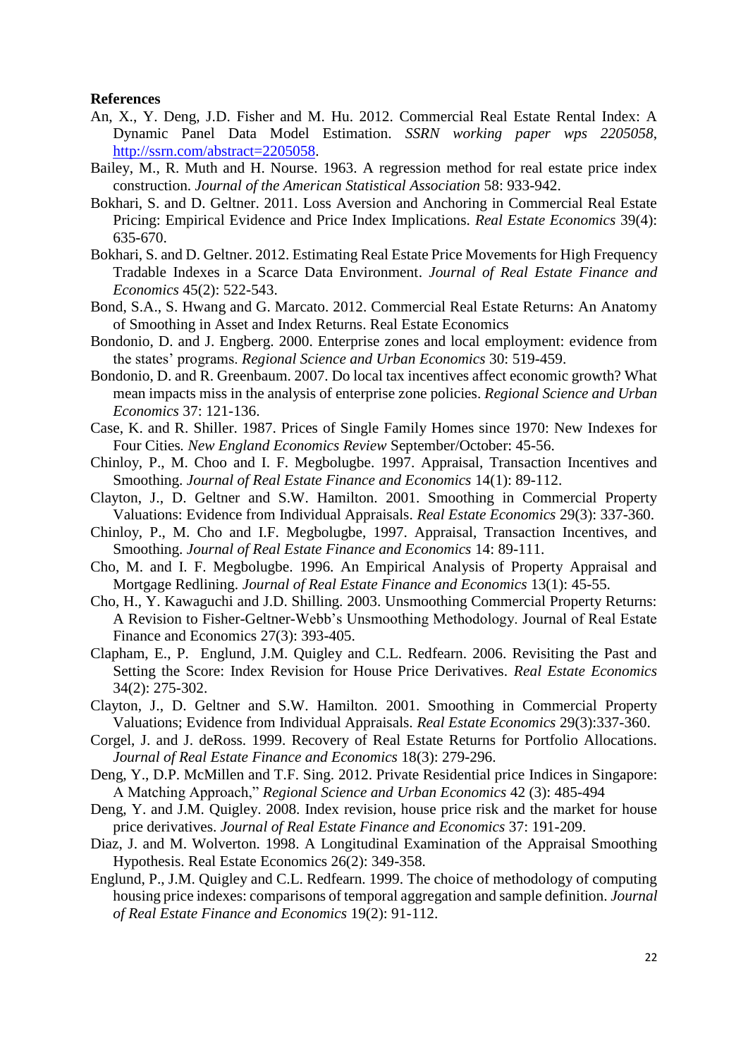**References**

An, X., Y. Deng, J.D. Fisher and M. Hu. 2012. Commercial Real Estate Rental Index: A Dynamic Panel Data Model Estimation. *SSRN working paper wps 2205058*, http://ssrn.com/abstract=2205058.

Bailey, M., R. Muth and H. Nourse. 1963. A regression method for real estate price index construction. *Journal of the American Statistical Association* 58: 933-942.

Bokhari, S. and D. Geltner. 2011. Loss Aversion and Anchoring in Commercial Real Estate Pricing: Empirical Evidence and Price Index Implications. *Real Estate Economics* 39(4): 635-670.

Bokhari, S. and D. Geltner. 2012. Estimating Real Estate Price Movements for High Frequency Tradable Indexes in a Scarce Data Environment. *Journal of Real Estate Finance and Economics* 45(2): 522-543.

Bond, S.A., S. Hwang and G. Marcato. 2012. Commercial Real Estate Returns: An Anatomy of Smoothing in Asset and Index Returns. Real Estate Economics

Bondonio, D. and J. Engberg. 2000. Enterprise zones and local employment: evidence from the states' programs. *Regional Science and Urban Economics* 30: 519-459.

Bondonio, D. and R. Greenbaum. 2007. Do local tax incentives affect economic growth? What mean impacts miss in the analysis of enterprise zone policies. *Regional Science and Urban Economics* 37: 121-136.

Case, K. and R. Shiller. 1987. Prices of Single Family Homes since 1970: New Indexes for Four Cities. *New England Economics Review* September/October: 45-56.

Chinloy, P., M. Choo and I. F. Megbolugbe. 1997. Appraisal, Transaction Incentives and Smoothing. *Journal of Real Estate Finance and Economics* 14(1): 89-112.

Clayton, J., D. Geltner and S.W. Hamilton. 2001. Smoothing in Commercial Property Valuations: Evidence from Individual Appraisals. *Real Estate Economics* 29(3): 337-360.

Chinloy, P., M. Cho and I.F. Megbolugbe, 1997. Appraisal, Transaction Incentives, and Smoothing. *Journal of Real Estate Finance and Economics* 14: 89-111.

Cho, M. and I. F. Megbolugbe. 1996. An Empirical Analysis of Property Appraisal and Mortgage Redlining. *Journal of Real Estate Finance and Economics* 13(1): 45-55.

Cho, H., Y. Kawaguchi and J.D. Shilling. 2003. Unsmoothing Commercial Property Returns: A Revision to Fisher-Geltner-Webb's Unsmoothing Methodology. Journal of Real Estate Finance and Economics 27(3): 393-405.

Clapham, E., P. Englund, J.M. Quigley and C.L. Redfearn. 2006. Revisiting the Past and Setting the Score: Index Revision for House Price Derivatives. *Real Estate Economics* 34(2): 275-302.

Clayton, J., D. Geltner and S.W. Hamilton. 2001. Smoothing in Commercial Property Valuations; Evidence from Individual Appraisals. *Real Estate Economics* 29(3):337-360.

Corgel, J. and J. deRoss. 1999. Recovery of Real Estate Returns for Portfolio Allocations. *Journal of Real Estate Finance and Economics* 18(3): 279-296.

Deng, Y., D.P. McMillen and T.F. Sing. 2012. Private Residential price Indices in Singapore: A Matching Approach," *Regional Science and Urban Economics* 42 (3): 485-494

Deng, Y. and J.M. Quigley. 2008. Index revision, house price risk and the market for house price derivatives. *Journal of Real Estate Finance and Economics* 37: 191-209.

Diaz, J. and M. Wolverton. 1998. A Longitudinal Examination of the Appraisal Smoothing Hypothesis. Real Estate Economics 26(2): 349-358.

Englund, P., J.M. Quigley and C.L. Redfearn. 1999. The choice of methodology of computing housing price indexes: comparisons of temporal aggregation and sample definition. *Journal of Real Estate Finance and Economics* 19(2): 91-112.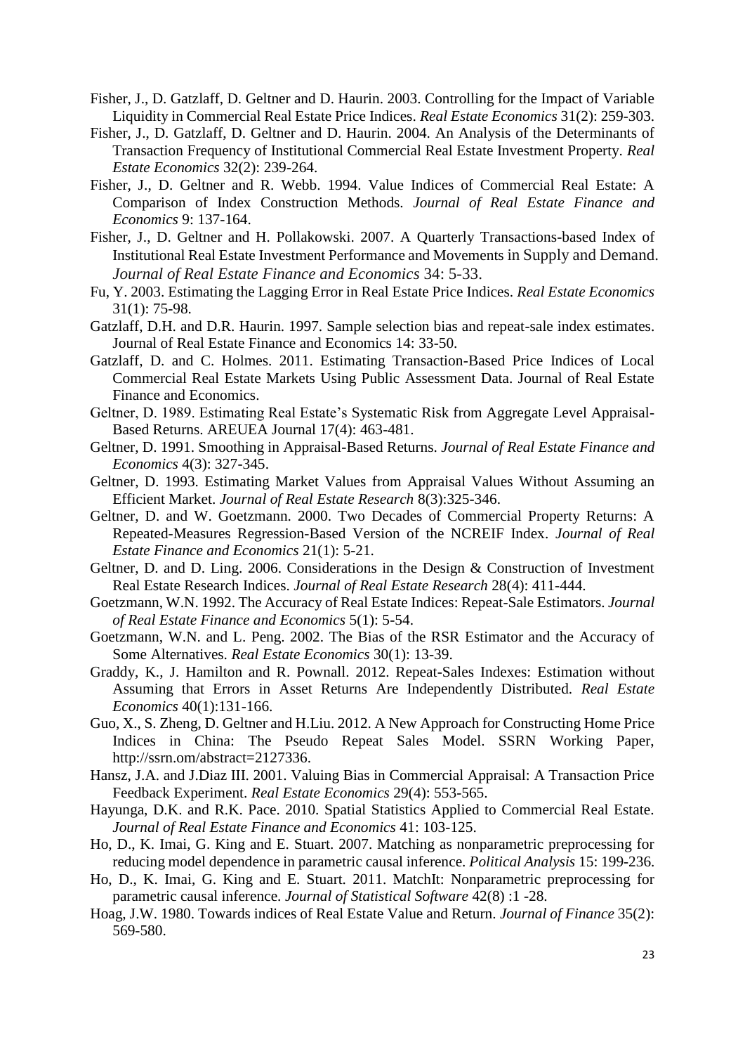Fisher, J., D. Gatzlaff, D. Geltner and D. Haurin. 2003. Controlling for the Impact of Variable Liquidity in Commercial Real Estate Price Indices. *Real Estate Economics* 31(2): 259-303.

Fisher, J., D. Gatzlaff, D. Geltner and D. Haurin. 2004. An Analysis of the Determinants of Transaction Frequency of Institutional Commercial Real Estate Investment Property. *Real Estate Economics* 32(2): 239-264.

Fisher, J., D. Geltner and R. Webb. 1994. Value Indices of Commercial Real Estate: A Comparison of Index Construction Methods. *Journal of Real Estate Finance and Economics* 9: 137-164.

Fisher, J., D. Geltner and H. Pollakowski. 2007. A Quarterly Transactions-based Index of Institutional Real Estate Investment Performance and Movements in Supply and Demand. *Journal of Real Estate Finance and Economics* 34: 5-33.

Fu, Y. 2003. Estimating the Lagging Error in Real Estate Price Indices. *Real Estate Economics* 31(1): 75-98.

Gatzlaff, D.H. and D.R. Haurin. 1997. Sample selection bias and repeat-sale index estimates. Journal of Real Estate Finance and Economics 14: 33-50.

Gatzlaff, D. and C. Holmes. 2011. Estimating Transaction-Based Price Indices of Local Commercial Real Estate Markets Using Public Assessment Data. Journal of Real Estate Finance and Economics.

Geltner, D. 1989. Estimating Real Estate's Systematic Risk from Aggregate Level Appraisal-Based Returns. AREUEA Journal 17(4): 463-481.

Geltner, D. 1991. Smoothing in Appraisal-Based Returns. *Journal of Real Estate Finance and Economics* 4(3): 327-345.

Geltner, D. 1993. Estimating Market Values from Appraisal Values Without Assuming an Efficient Market. *Journal of Real Estate Research* 8(3):325-346.

Geltner, D. and W. Goetzmann. 2000. Two Decades of Commercial Property Returns: A Repeated-Measures Regression-Based Version of the NCREIF Index. *Journal of Real Estate Finance and Economics* 21(1): 5-21.

Geltner, D. and D. Ling. 2006. Considerations in the Design & Construction of Investment Real Estate Research Indices. *Journal of Real Estate Research* 28(4): 411-444.

Goetzmann, W.N. 1992. The Accuracy of Real Estate Indices: Repeat-Sale Estimators. *Journal of Real Estate Finance and Economics* 5(1): 5-54.

Goetzmann, W.N. and L. Peng. 2002. The Bias of the RSR Estimator and the Accuracy of Some Alternatives. *Real Estate Economics* 30(1): 13-39.

Graddy, K., J. Hamilton and R. Pownall. 2012. Repeat-Sales Indexes: Estimation without Assuming that Errors in Asset Returns Are Independently Distributed. *Real Estate Economics* 40(1):131-166.

Guo, X., S. Zheng, D. Geltner and H.Liu. 2012. A New Approach for Constructing Home Price Indices in China: The Pseudo Repeat Sales Model. SSRN Working Paper, http://ssrn.om/abstract=2127336.

Hansz, J.A. and J.Diaz III. 2001. Valuing Bias in Commercial Appraisal: A Transaction Price Feedback Experiment. *Real Estate Economics* 29(4): 553-565.

Hayunga, D.K. and R.K. Pace. 2010. Spatial Statistics Applied to Commercial Real Estate. *Journal of Real Estate Finance and Economics* 41: 103-125.

Ho, D., K. Imai, G. King and E. Stuart. 2007. Matching as nonparametric preprocessing for reducing model dependence in parametric causal inference. *Political Analysis* 15: 199-236.

Ho, D., K. Imai, G. King and E. Stuart. 2011. MatchIt: Nonparametric preprocessing for parametric causal inference. *Journal of Statistical Software* 42(8) :1 -28.

Hoag, J.W. 1980. Towards indices of Real Estate Value and Return. *Journal of Finance* 35(2): 569-580.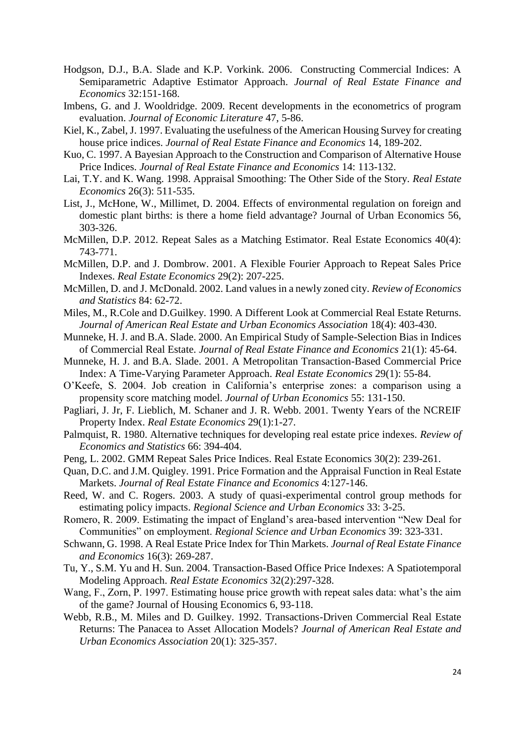Hodgson, D.J., B.A. Slade and K.P. Vorkink. 2006. Constructing Commercial Indices: A Semiparametric Adaptive Estimator Approach. *Journal of Real Estate Finance and Economics* 32:151-168.

Imbens, G. and J. Wooldridge. 2009. Recent developments in the econometrics of program evaluation. *Journal of Economic Literature* 47, 5-86.

Kiel, K., Zabel, J. 1997. Evaluating the usefulness of the American Housing Survey for creating house price indices. *Journal of Real Estate Finance and Economics* 14, 189-202.

Kuo, C. 1997. A Bayesian Approach to the Construction and Comparison of Alternative House Price Indices. *Journal of Real Estate Finance and Economics* 14: 113-132.

Lai, T.Y. and K. Wang. 1998. Appraisal Smoothing: The Other Side of the Story. *Real Estate Economics* 26(3): 511-535.

List, J., McHone, W., Millimet, D. 2004. Effects of environmental regulation on foreign and domestic plant births: is there a home field advantage? Journal of Urban Economics 56, 303-326.

McMillen, D.P. 2012. Repeat Sales as a Matching Estimator. Real Estate Economics 40(4): 743-771.

McMillen, D.P. and J. Dombrow. 2001. A Flexible Fourier Approach to Repeat Sales Price Indexes. *Real Estate Economics* 29(2): 207-225.

McMillen, D. and J. McDonald. 2002. Land values in a newly zoned city. *Review of Economics and Statistics* 84: 62-72.

Miles, M., R.Cole and D.Guilkey. 1990. A Different Look at Commercial Real Estate Returns. *Journal of American Real Estate and Urban Economics Association* 18(4): 403-430.

Munneke, H. J. and B.A. Slade. 2000. An Empirical Study of Sample-Selection Bias in Indices of Commercial Real Estate. *Journal of Real Estate Finance and Economics* 21(1): 45-64.

Munneke, H. J. and B.A. Slade. 2001. A Metropolitan Transaction-Based Commercial Price Index: A Time-Varying Parameter Approach. *Real Estate Economics* 29(1): 55-84.

O'Keefe, S. 2004. Job creation in California's enterprise zones: a comparison using a propensity score matching model. *Journal of Urban Economics* 55: 131-150.

Pagliari, J. Jr, F. Lieblich, M. Schaner and J. R. Webb. 2001. Twenty Years of the NCREIF Property Index. *Real Estate Economics* 29(1):1-27.

Palmquist, R. 1980. Alternative techniques for developing real estate price indexes. *Review of Economics and Statistics* 66: 394-404.

Peng, L. 2002. GMM Repeat Sales Price Indices. Real Estate Economics 30(2): 239-261.

Quan, D.C. and J.M. Quigley. 1991. Price Formation and the Appraisal Function in Real Estate Markets. *Journal of Real Estate Finance and Economics* 4:127-146.

Reed, W. and C. Rogers. 2003. A study of quasi-experimental control group methods for estimating policy impacts. *Regional Science and Urban Economics* 33: 3-25.

Romero, R. 2009. Estimating the impact of England's area-based intervention "New Deal for Communities" on employment. *Regional Science and Urban Economics* 39: 323-331.

Schwann, G. 1998. A Real Estate Price Index for Thin Markets. *Journal of Real Estate Finance and Economics* 16(3): 269-287.

Tu, Y., S.M. Yu and H. Sun. 2004. Transaction-Based Office Price Indexes: A Spatiotemporal Modeling Approach. *Real Estate Economics* 32(2):297-328.

Wang, F., Zorn, P. 1997. Estimating house price growth with repeat sales data: what's the aim of the game? Journal of Housing Economics 6, 93-118.

Webb, R.B., M. Miles and D. Guilkey. 1992. Transactions-Driven Commercial Real Estate Returns: The Panacea to Asset Allocation Models? *Journal of American Real Estate and Urban Economics Association* 20(1): 325-357.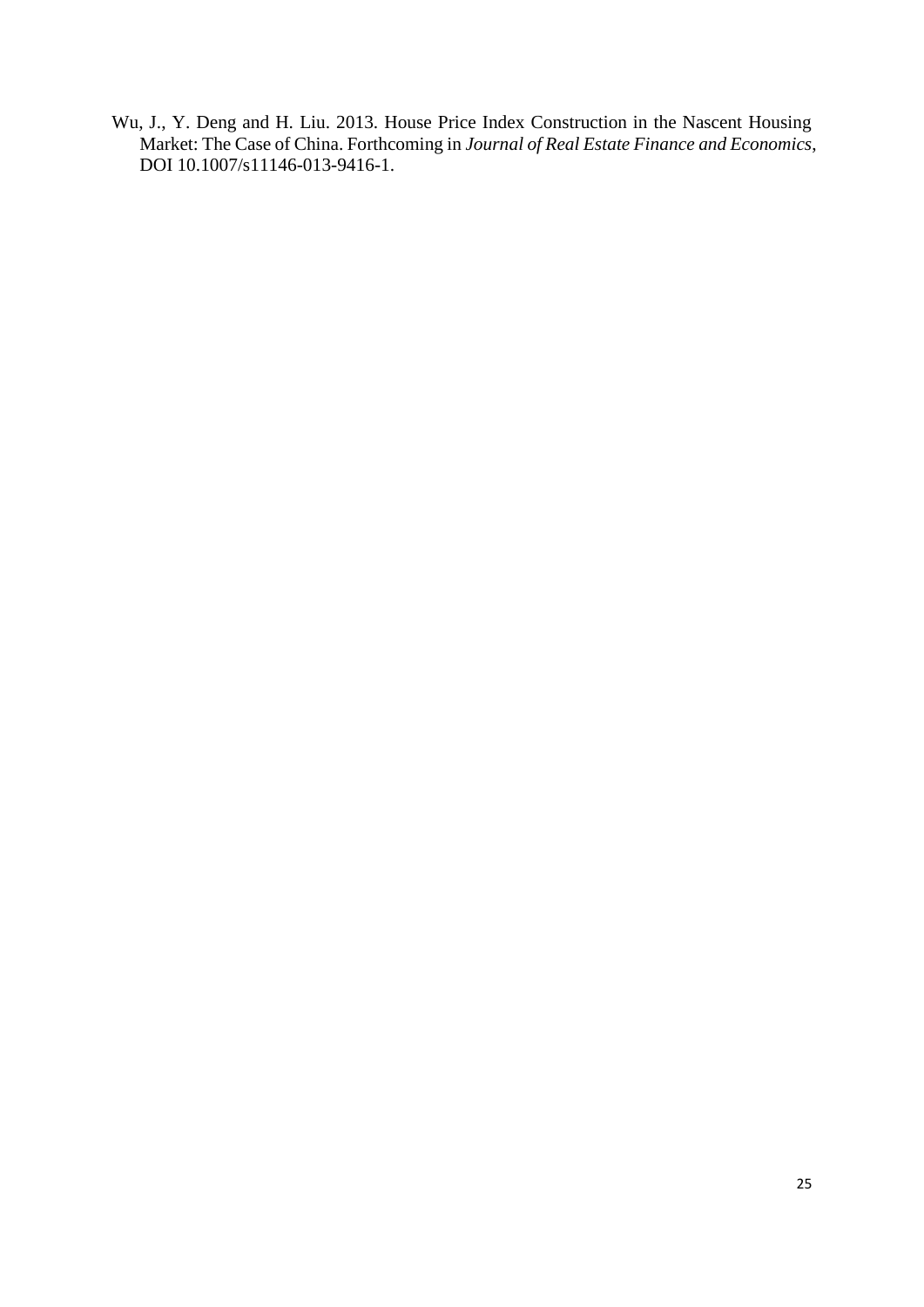Wu, J., Y. Deng and H. Liu. 2013. House Price Index Construction in the Nascent Housing Market: The Case of China. Forthcoming in *Journal of Real Estate Finance and Economics*, DOI 10.1007/s11146-013-9416-1.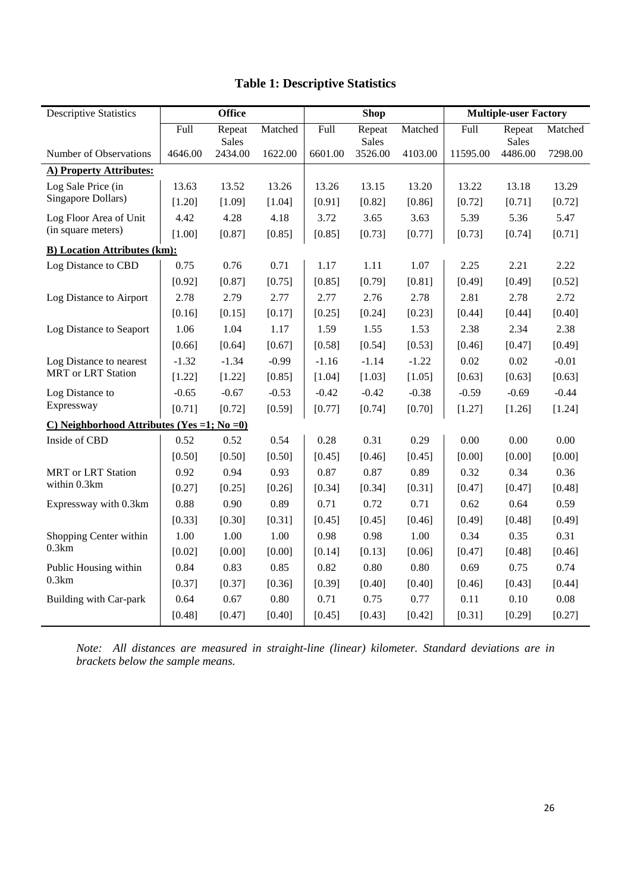# Table 1: Descriptive Statistics

| Descriptive Statistics | Office | | | Shop | | | Multiple-user Factory | | |
|---|---|---|---|---|---|---|---|---|---|
| | Full | Repeat Sales | Matched | Full | Repeat Sales | Matched | Full | Repeat Sales | Matched |
| Number of Observations | 4646.00 | 2434.00 | 1622.00 | 6601.00 | 3526.00 | 4103.00 | 11595.00 | 4486.00 | 7298.00 |
| **A) Property Attributes:** | | | | | | | | | |
| Log Sale Price (in Singapore Dollars) | 13.63 | 13.52 | 13.26 | 13.26 | 13.15 | 13.20 | 13.22 | 13.18 | 13.29 |
| | [1.20] | [1.09] | [1.04] | [0.91] | [0.82] | [0.86] | [0.72] | [0.71] | [0.72] |
| Log Floor Area of Unit (in square meters) | 4.42 | 4.28 | 4.18 | 3.72 | 3.65 | 3.63 | 5.39 | 5.36 | 5.47 |
| | [1.00] | [0.87] | [0.85] | [0.85] | [0.73] | [0.77] | [0.73] | [0.74] | [0.71] |
| **B) Location Attributes (km):** | | | | | | | | | |
| Log Distance to CBD | 0.75 | 0.76 | 0.71 | 1.17 | 1.11 | 1.07 | 2.25 | 2.21 | 2.22 |
| | [0.92] | [0.87] | [0.75] | [0.85] | [0.79] | [0.81] | [0.49] | [0.49] | [0.52] |
| Log Distance to Airport | 2.78 | 2.79 | 2.77 | 2.77 | 2.76 | 2.78 | 2.81 | 2.78 | 2.72 |
| | [0.16] | [0.15] | [0.17] | [0.25] | [0.24] | [0.23] | [0.44] | [0.44] | [0.40] |
| Log Distance to Seaport | 1.06 | 1.04 | 1.17 | 1.59 | 1.55 | 1.53 | 2.38 | 2.34 | 2.38 |
| | [0.66] | [0.64] | [0.67] | [0.58] | [0.54] | [0.53] | [0.46] | [0.47] | [0.49] |
| Log Distance to nearest MRT or LRT Station | -1.32 | -1.34 | -0.99 | -1.16 | -1.14 | -1.22 | 0.02 | 0.02 | -0.01 |
| | [1.22] | [1.22] | [0.85] | [1.04] | [1.03] | [1.05] | [0.63] | [0.63] | [0.63] |
| Log Distance to Expressway | -0.65 | -0.67 | -0.53 | -0.42 | -0.42 | -0.38 | -0.59 | -0.69 | -0.44 |
| | [0.71] | [0.72] | [0.59] | [0.77] | [0.74] | [0.70] | [1.27] | [1.26] | [1.24] |
| **C) Neighborhood Attributes (Yes =1; No =0)** | | | | | | | | | |
| Inside of CBD | 0.52 | 0.52 | 0.54 | 0.28 | 0.31 | 0.29 | 0.00 | 0.00 | 0.00 |
| | [0.50] | [0.50] | [0.50] | [0.45] | [0.46] | [0.45] | [0.00] | [0.00] | [0.00] |
| MRT or LRT Station within 0.3km | 0.92 | 0.94 | 0.93 | 0.87 | 0.87 | 0.89 | 0.32 | 0.34 | 0.36 |
| | [0.27] | [0.25] | [0.26] | [0.34] | [0.34] | [0.31] | [0.47] | [0.47] | [0.48] |
| Expressway with 0.3km | 0.88 | 0.90 | 0.89 | 0.71 | 0.72 | 0.71 | 0.62 | 0.64 | 0.59 |
| | [0.33] | [0.30] | [0.31] | [0.45] | [0.45] | [0.46] | [0.49] | [0.48] | [0.49] |
| Shopping Center within 0.3km | 1.00 | 1.00 | 1.00 | 0.98 | 0.98 | 1.00 | 0.34 | 0.35 | 0.31 |
| | [0.02] | [0.00] | [0.00] | [0.14] | [0.13] | [0.06] | [0.47] | [0.48] | [0.46] |
| Public Housing within 0.3km | 0.84 | 0.83 | 0.85 | 0.82 | 0.80 | 0.80 | 0.69 | 0.75 | 0.74 |
| | [0.37] | [0.37] | [0.36] | [0.39] | [0.40] | [0.40] | [0.46] | [0.43] | [0.44] |
| Building with Car-park | 0.64 | 0.67 | 0.80 | 0.71 | 0.75 | 0.77 | 0.11 | 0.10 | 0.08 |
| | [0.48] | [0.47] | [0.40] | [0.45] | [0.43] | [0.42] | [0.31] | [0.29] | [0.27] |

*Note: All distances are measured in straight-line (linear) kilometer. Standard deviations are in brackets below the sample means.*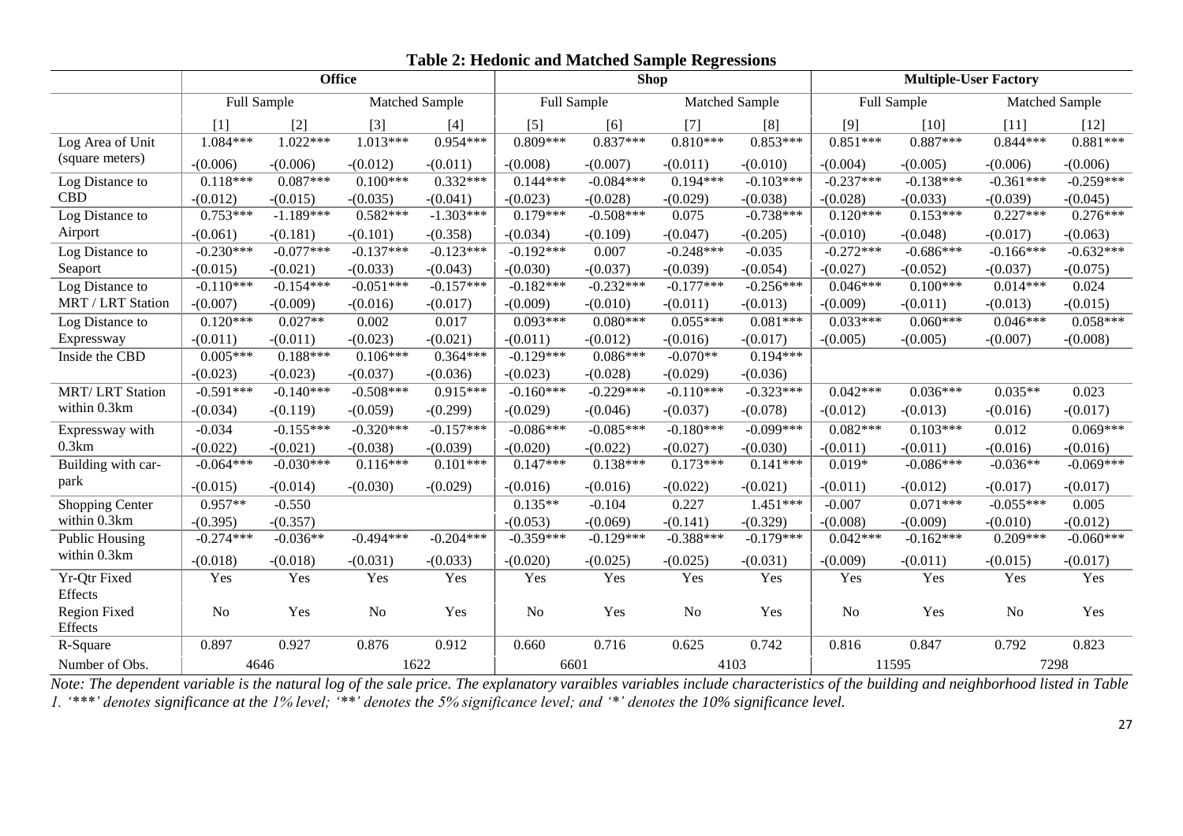**Table 2: Hedonic and Matched Sample Regressions**

| | Office | | | | Shop | | | | Multiple-User Factory | | | |
|---|---|---|---|---|---|---|---|---|---|---|---|---|
| | Full Sample | | Matched Sample | | Full Sample | | Matched Sample | | Full Sample | | Matched Sample | |
| | [1] | [2] | [3] | [4] | [5] | [6] | [7] | [8] | [9] | [10] | [11] | [12] |
| Log Area of Unit (square meters) | 1.084*** | 1.022*** | 1.013*** | 0.954*** | 0.809*** | 0.837*** | 0.810*** | 0.853*** | 0.851*** | 0.887*** | 0.844*** | 0.881*** |
| | -(0.006) | -(0.006) | -(0.012) | -(0.011) | -(0.008) | -(0.007) | -(0.011) | -(0.010) | -(0.004) | -(0.005) | -(0.006) | -(0.006) |
| Log Distance to CBD | 0.118*** | 0.087*** | 0.100*** | 0.332*** | 0.144*** | -0.084*** | 0.194*** | -0.103*** | -0.237*** | -0.138*** | -0.361*** | -0.259*** |
| | -(0.012) | -(0.015) | -(0.035) | -(0.041) | -(0.023) | -(0.028) | -(0.029) | -(0.038) | -(0.028) | -(0.033) | -(0.039) | -(0.045) |
| Log Distance to Airport | 0.753*** | -1.189*** | 0.582*** | -1.303*** | 0.179*** | -0.508*** | 0.075 | -0.738*** | 0.120*** | 0.153*** | 0.227*** | 0.276*** |
| | -(0.061) | -(0.181) | -(0.101) | -(0.358) | -(0.034) | -(0.109) | -(0.047) | -(0.205) | -(0.010) | -(0.048) | -(0.017) | -(0.063) |
| Log Distance to Seaport | -0.230*** | -0.077*** | -0.137*** | -0.123*** | -0.192*** | 0.007 | -0.248*** | -0.035 | -0.272*** | -0.686*** | -0.166*** | -0.632*** |
| | -(0.015) | -(0.021) | -(0.033) | -(0.043) | -(0.030) | -(0.037) | -(0.039) | -(0.054) | -(0.027) | -(0.052) | -(0.037) | -(0.075) |
| Log Distance to MRT / LRT Station | -0.110*** | -0.154*** | -0.051*** | -0.157*** | -0.182*** | -0.232*** | -0.177*** | -0.256*** | 0.046*** | 0.100*** | 0.014*** | 0.024 |
| | -(0.007) | -(0.009) | -(0.016) | -(0.017) | -(0.009) | -(0.010) | -(0.011) | -(0.013) | -(0.009) | -(0.011) | -(0.013) | -(0.015) |
| Log Distance to Expressway | 0.120*** | 0.027** | 0.002 | 0.017 | 0.093*** | 0.080*** | 0.055*** | 0.081*** | 0.033*** | 0.060*** | 0.046*** | 0.058*** |
| | -(0.011) | -(0.011) | -(0.023) | -(0.021) | -(0.011) | -(0.012) | -(0.016) | -(0.017) | -(0.005) | -(0.005) | -(0.007) | -(0.008) |
| Inside the CBD | 0.005*** | 0.188*** | 0.106*** | 0.364*** | -0.129*** | 0.086*** | -0.070** | 0.194*** | | | | |
| | -(0.023) | -(0.023) | -(0.037) | -(0.036) | -(0.023) | -(0.028) | -(0.029) | -(0.036) | | | | |
| MRT/ LRT Station within 0.3km | -0.591*** | -0.140*** | -0.508*** | 0.915*** | -0.160*** | -0.229*** | -0.110*** | -0.323*** | 0.042*** | 0.036*** | 0.035** | 0.023 |
| | -(0.034) | -(0.119) | -(0.059) | -(0.299) | -(0.029) | -(0.046) | -(0.037) | -(0.078) | -(0.012) | -(0.013) | -(0.016) | -(0.017) |
| Expressway with 0.3km | -0.034 | -0.155*** | -0.320*** | -0.157*** | -0.086*** | -0.085*** | -0.180*** | -0.099*** | 0.082*** | 0.103*** | 0.012 | 0.069*** |
| | -(0.022) | -(0.021) | -(0.038) | -(0.039) | -(0.020) | -(0.022) | -(0.027) | -(0.030) | -(0.011) | -(0.011) | -(0.016) | -(0.016) |
| Building with car-park | -0.064*** | -0.030*** | 0.116*** | 0.101*** | 0.147*** | 0.138*** | 0.173*** | 0.141*** | 0.019* | -0.086*** | -0.036** | -0.069*** |
| | -(0.015) | -(0.014) | -(0.030) | -(0.029) | -(0.016) | -(0.016) | -(0.022) | -(0.021) | -(0.011) | -(0.012) | -(0.017) | -(0.017) |
| Shopping Center within 0.3km | 0.957** | -0.550 | | | 0.135** | -0.104 | 0.227 | 1.451*** | -0.007 | 0.071*** | -0.055*** | 0.005 |
| | -(0.395) | -(0.357) | | | -(0.053) | -(0.069) | -(0.141) | -(0.329) | -(0.008) | -(0.009) | -(0.010) | -(0.012) |
| Public Housing within 0.3km | -0.274*** | -0.036** | -0.494*** | -0.204*** | -0.359*** | -0.129*** | -0.388*** | -0.179*** | 0.042*** | -0.162*** | 0.209*** | -0.060*** |
| | -(0.018) | -(0.018) | -(0.031) | -(0.033) | -(0.020) | -(0.025) | -(0.025) | -(0.031) | -(0.009) | -(0.011) | -(0.015) | -(0.017) |
| Yr-Qtr Fixed Effects | Yes | Yes | Yes | Yes | Yes | Yes | Yes | Yes | Yes | Yes | Yes | Yes |
| Region Fixed Effects | No | Yes | No | Yes | No | Yes | No | Yes | No | Yes | No | Yes |
| R-Square | 0.897 | 0.927 | 0.876 | 0.912 | 0.660 | 0.716 | 0.625 | 0.742 | 0.816 | 0.847 | 0.792 | 0.823 |
| Number of Obs. | 4646 | | 1622 | | 6601 | | 4103 | | 11595 | | 7298 | |

*Note: The dependent variable is the natural log of the sale price. The explanatory varaibles variables include characteristics of the building and neighborhood listed in Table 1. '***' denotes significance at the 1% level; '**' denotes the 5% significance level; and '*' denotes the 10% significance level.*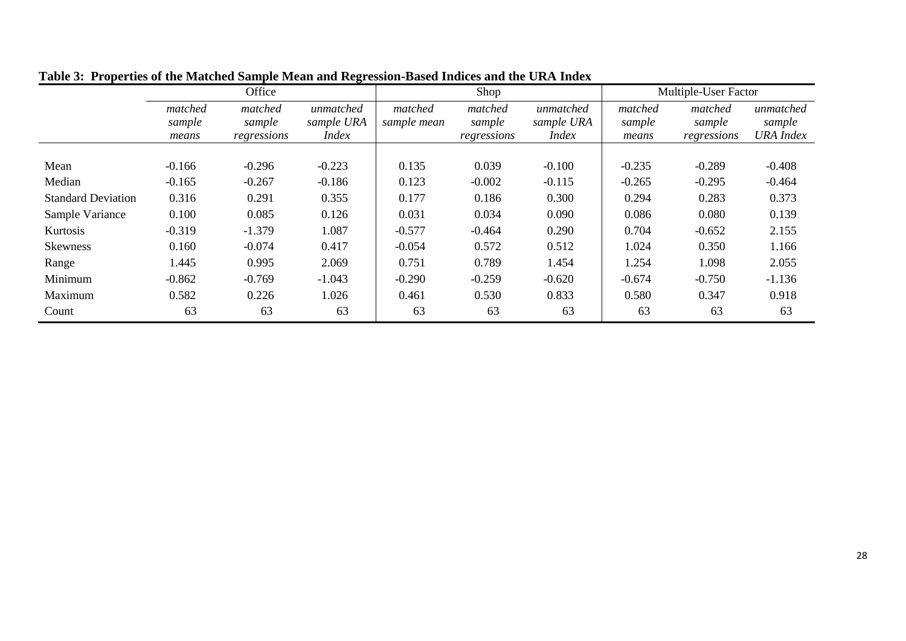**Table 3: Properties of the Matched Sample Mean and Regression-Based Indices and the URA Index**

| | Office | | | Shop | | | Multiple-User Factor | | |
|---|---|---|---|---|---|---|---|---|---|
| | *matched sample means* | *matched sample regressions* | *unmatched sample URA Index* | *matched sample mean* | *matched sample regressions* | *unmatched sample URA Index* | *matched sample means* | *matched sample regressions* | *unmatched sample URA Index* |
| Mean | -0.166 | -0.296 | -0.223 | 0.135 | 0.039 | -0.100 | -0.235 | -0.289 | -0.408 |
| Median | -0.165 | -0.267 | -0.186 | 0.123 | -0.002 | -0.115 | -0.265 | -0.295 | -0.464 |
| Standard Deviation | 0.316 | 0.291 | 0.355 | 0.177 | 0.186 | 0.300 | 0.294 | 0.283 | 0.373 |
| Sample Variance | 0.100 | 0.085 | 0.126 | 0.031 | 0.034 | 0.090 | 0.086 | 0.080 | 0.139 |
| Kurtosis | -0.319 | -1.379 | 1.087 | -0.577 | -0.464 | 0.290 | 0.704 | -0.652 | 2.155 |
| Skewness | 0.160 | -0.074 | 0.417 | -0.054 | 0.572 | 0.512 | 1.024 | 0.350 | 1.166 |
| Range | 1.445 | 0.995 | 2.069 | 0.751 | 0.789 | 1.454 | 1.254 | 1.098 | 2.055 |
| Minimum | -0.862 | -0.769 | -1.043 | -0.290 | -0.259 | -0.620 | -0.674 | -0.750 | -1.136 |
| Maximum | 0.582 | 0.226 | 1.026 | 0.461 | 0.530 | 0.833 | 0.580 | 0.347 | 0.918 |
| Count | 63 | 63 | 63 | 63 | 63 | 63 | 63 | 63 | 63 |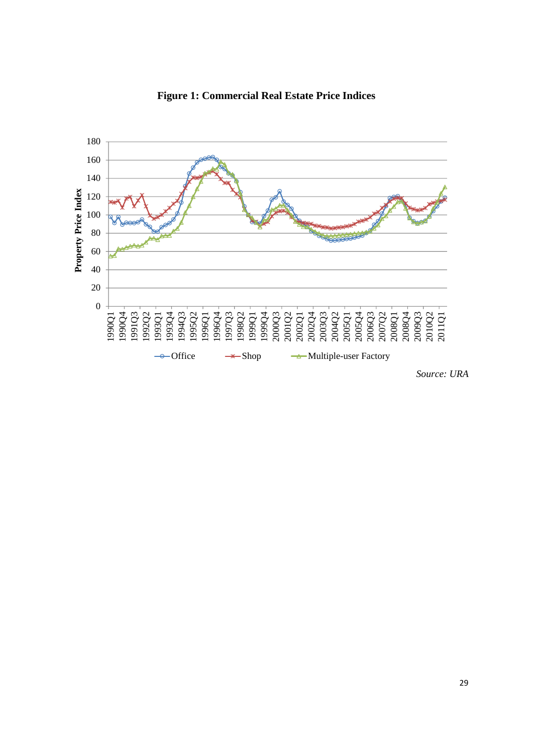**Figure 1: Commercial Real Estate Price Indices**

*Source: URA*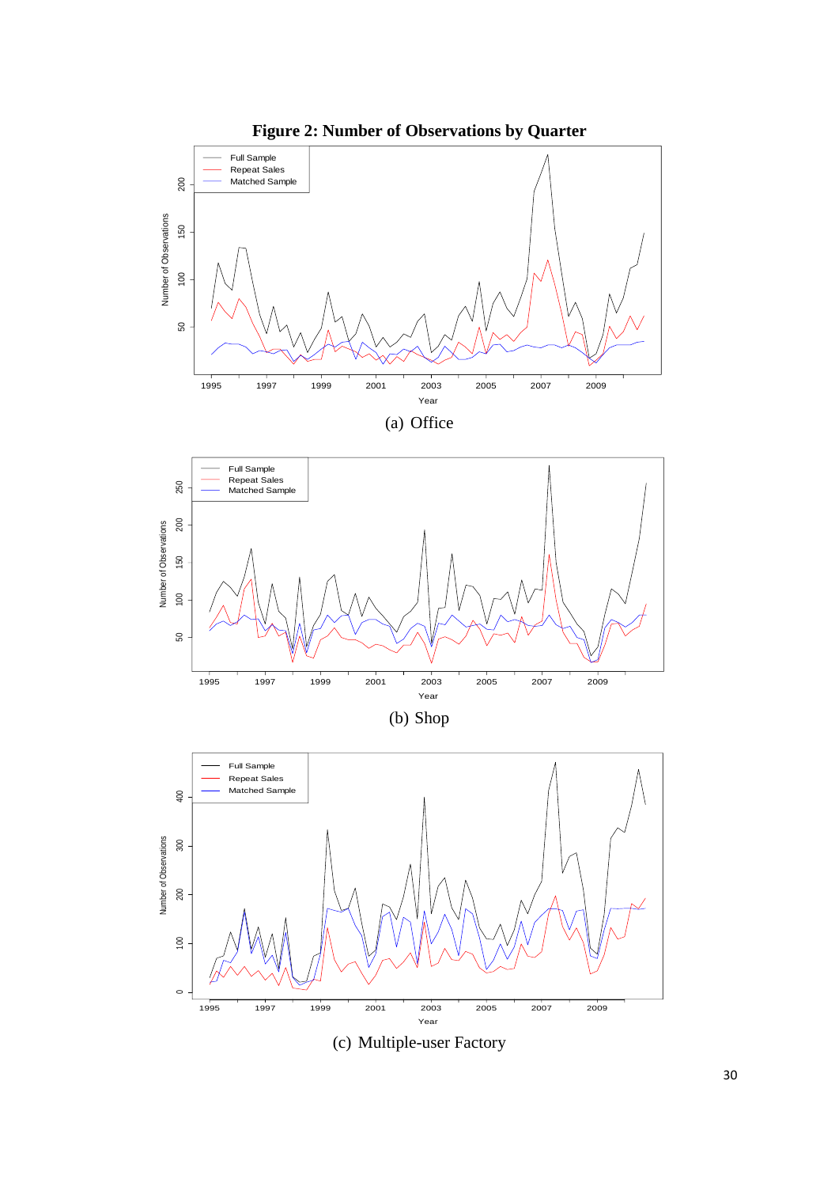**Figure 2: Number of Observations by Quarter**

(a) Office

(b) Shop

(c) Multiple-user Factory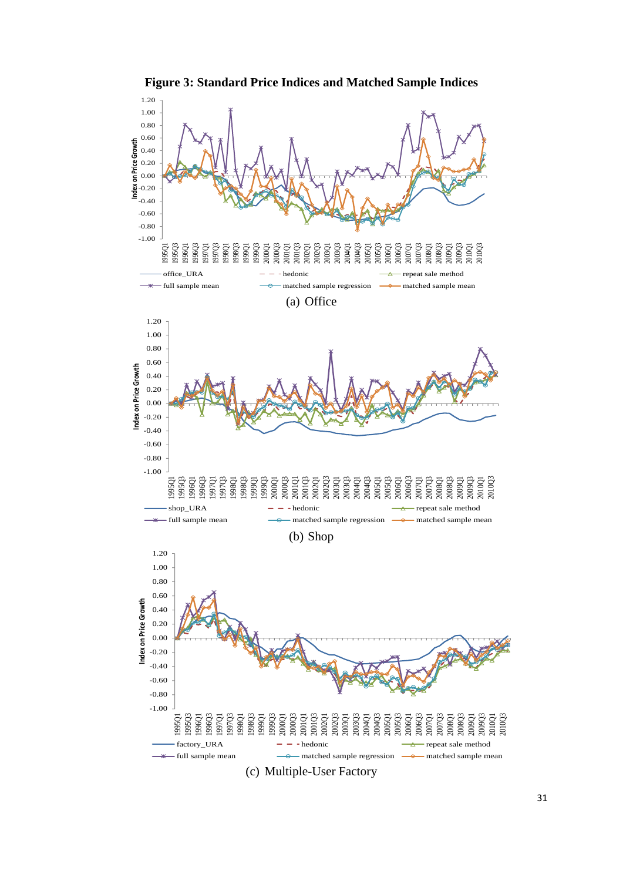**Figure 3: Standard Price Indices and Matched Sample Indices**

(a) Office

(b) Shop

(c) Multiple-User Factory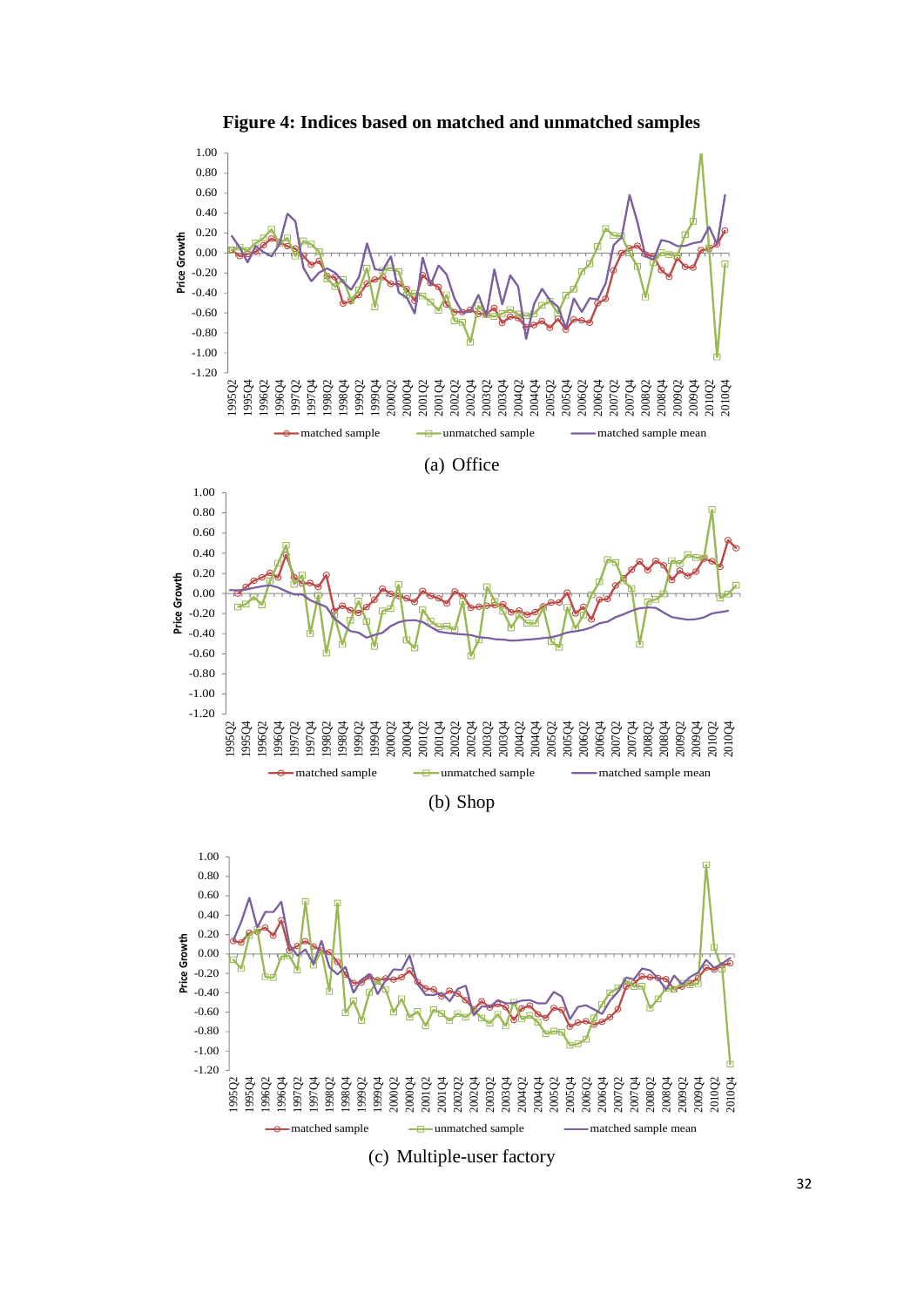**Figure 4: Indices based on matched and unmatched samples**

(a) Office

(b) Shop

(c) Multiple-user factory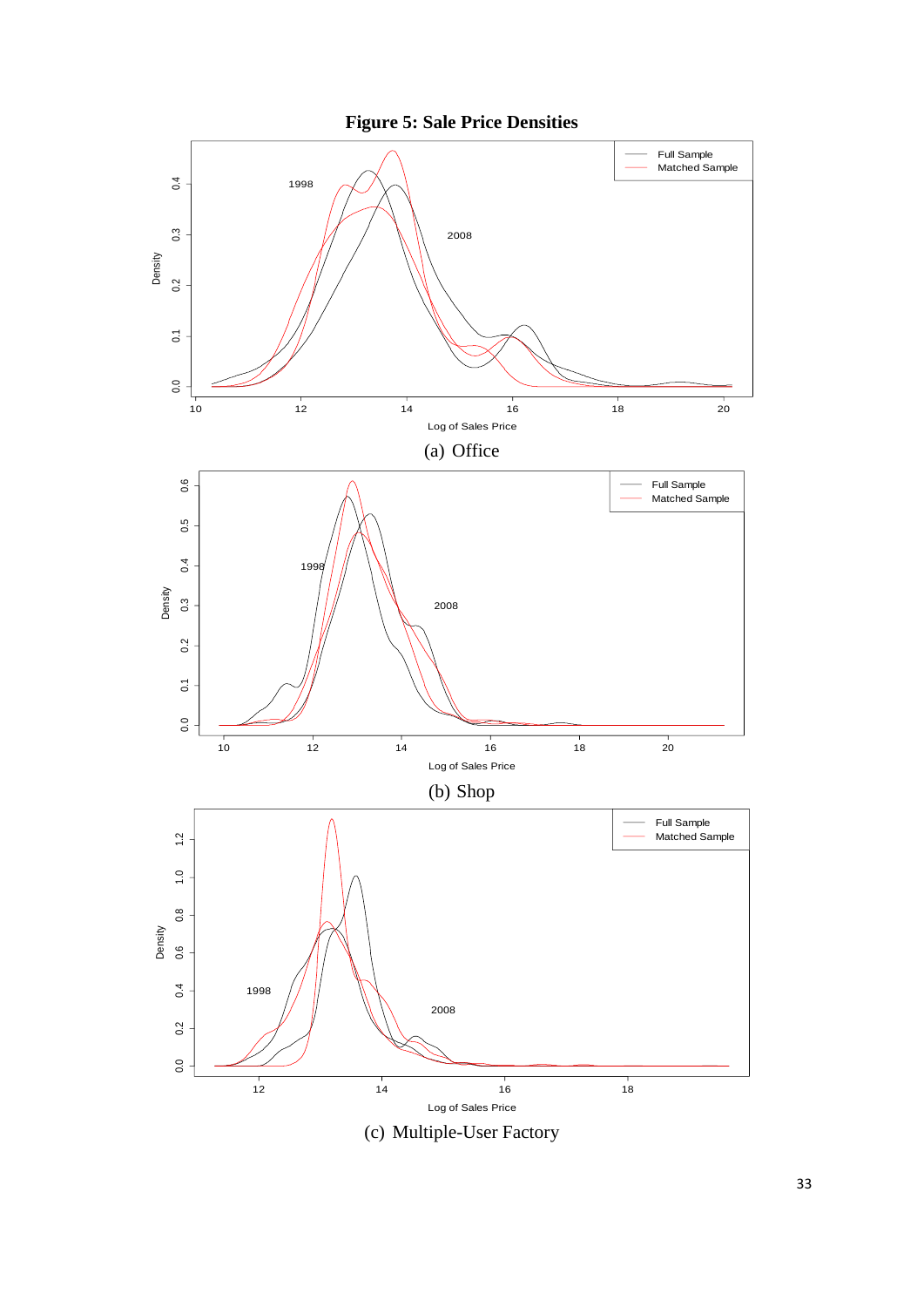**Figure 5: Sale Price Densities**

(a) Office

(b) Shop

(c) Multiple-User Factory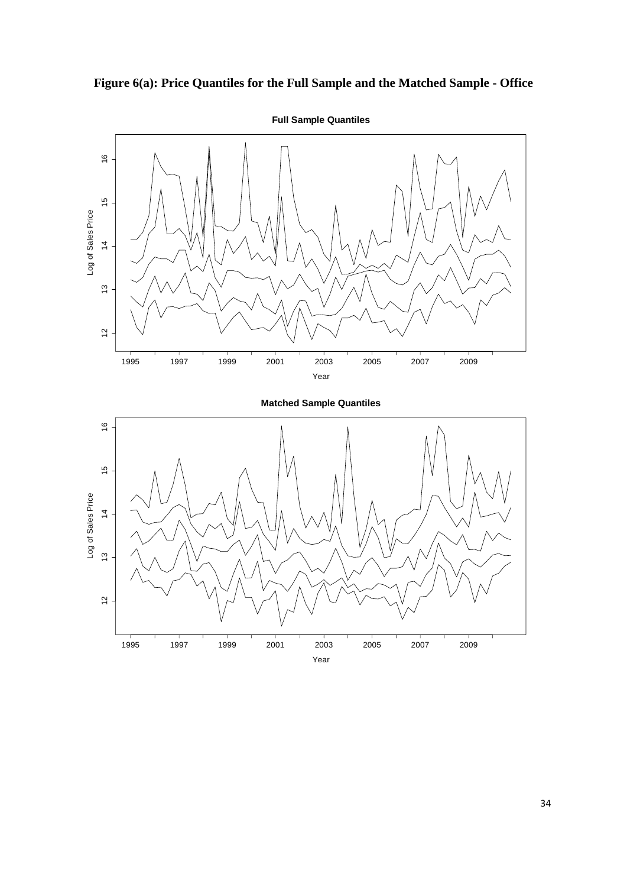**Figure 6(a): Price Quantiles for the Full Sample and the Matched Sample - Office**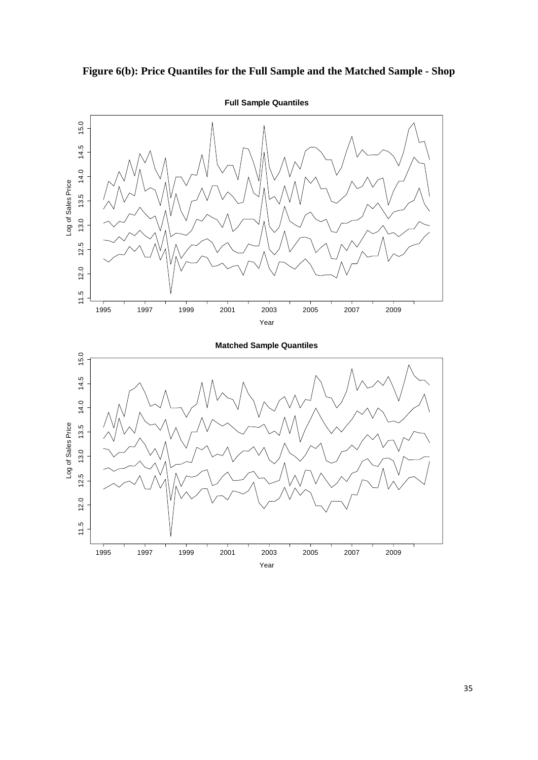**Figure 6(b): Price Quantiles for the Full Sample and the Matched Sample - Shop**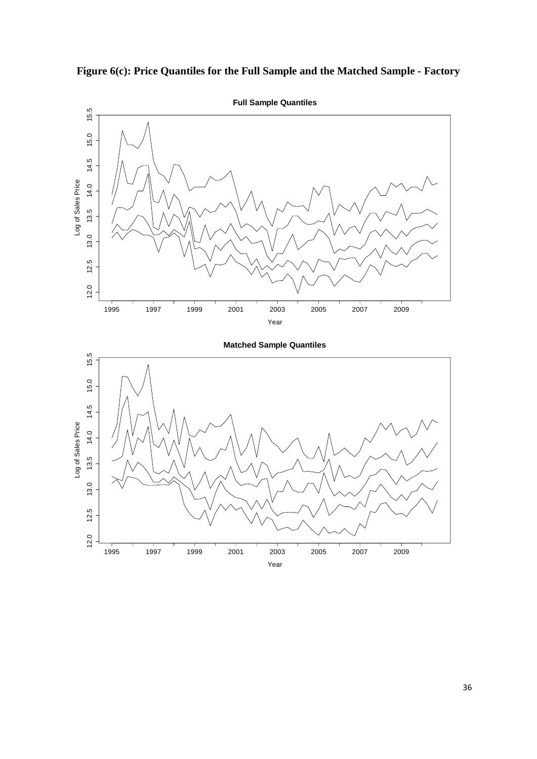**Figure 6(c): Price Quantiles for the Full Sample and the Matched Sample - Factory**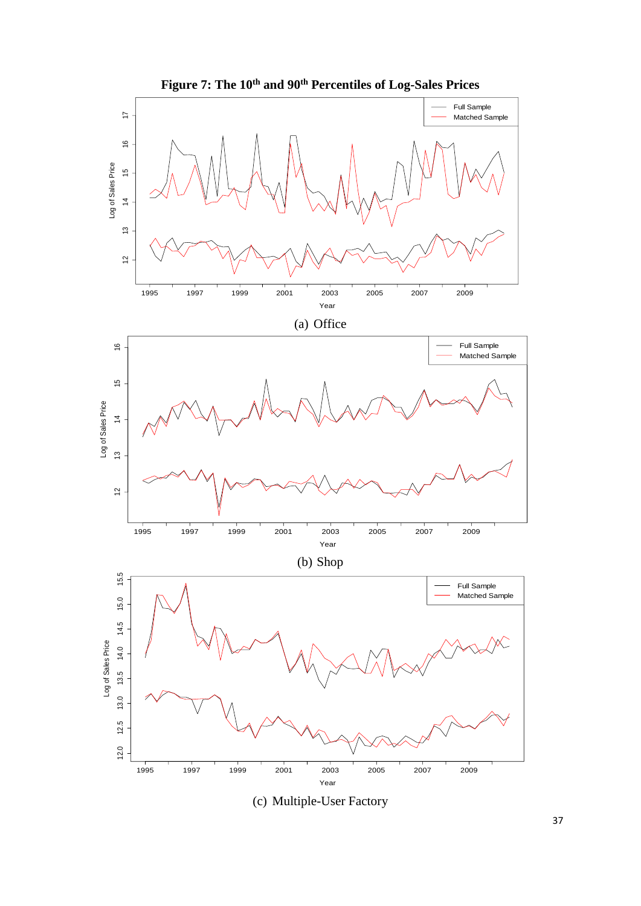# Figure 7: The 10th and 90th Percentiles of Log-Sales Prices

Full Sample
Matched Sample

Log of Sales Price

12
13
14
15
16
17

1995
1997
1999
2001
2003
2005
2007
2009

Year

(a) Office

Full Sample
Matched Sample

Log of Sales Price

12
13
14
15
16

1995
1997
1999
2001
2003
2005
2007
2009

Year

(b) Shop

Full Sample
Matched Sample

Log of Sales Price

12.0
12.5
13.0
13.5
14.0
14.5
15.0
15.5

1995
1997
1999
2001
2003
2005
2007
2009

Year

(c) Multiple-User Factory